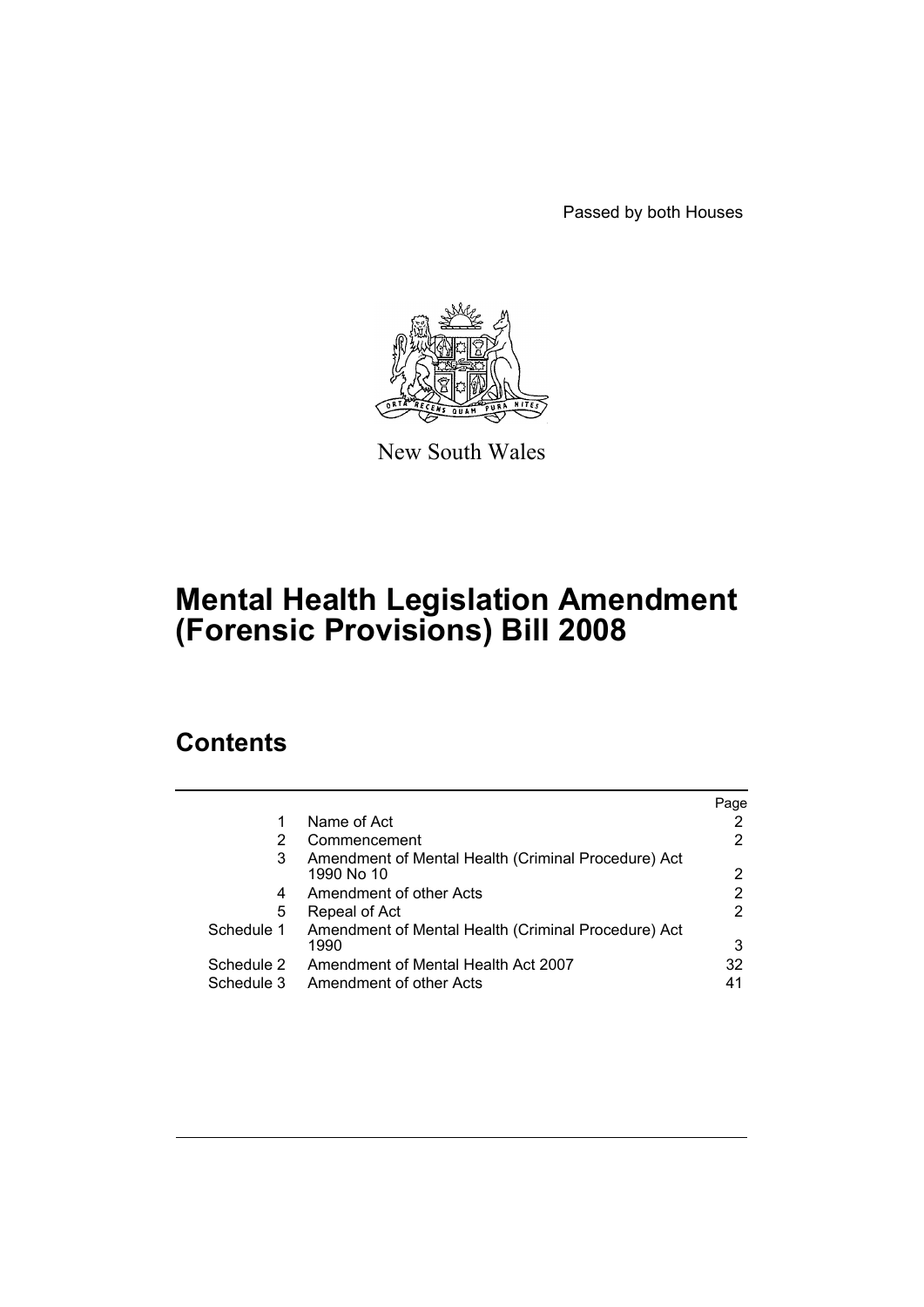Passed by both Houses

New South Wales

# Mental Health Legislation Amendment (Forensic Provisions) Bill 2008

## Contents

| | | Page |
|---|---|---|
| 1 | Name of Act | 2 |
| 2 | Commencement | 2 |
| 3 | Amendment of Mental Health (Criminal Procedure) Act 1990 No 10 | 2 |
| 4 | Amendment of other Acts | 2 |
| 5 | Repeal of Act | 2 |
| Schedule 1 | Amendment of Mental Health (Criminal Procedure) Act 1990 | 3 |
| Schedule 2 | Amendment of Mental Health Act 2007 | 32 |
| Schedule 3 | Amendment of other Acts | 41 |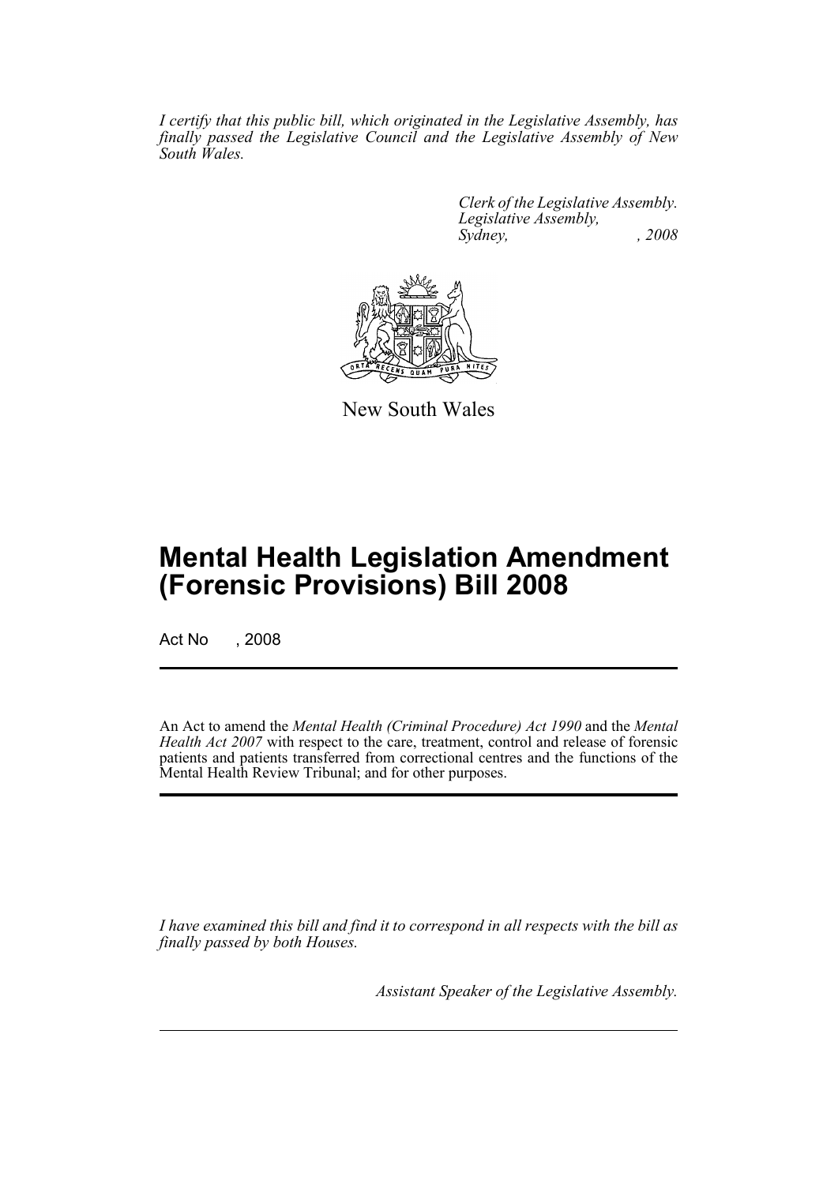*I certify that this public bill, which originated in the Legislative Assembly, has finally passed the Legislative Council and the Legislative Assembly of New South Wales.*

*Clerk of the Legislative Assembly.*
*Legislative Assembly,*
*Sydney, , 2008*

New South Wales

# Mental Health Legislation Amendment (Forensic Provisions) Bill 2008

Act No , 2008

An Act to amend the *Mental Health (Criminal Procedure) Act 1990* and the *Mental Health Act 2007* with respect to the care, treatment, control and release of forensic patients and patients transferred from correctional centres and the functions of the Mental Health Review Tribunal; and for other purposes.

*I have examined this bill and find it to correspond in all respects with the bill as finally passed by both Houses.*

*Assistant Speaker of the Legislative Assembly.*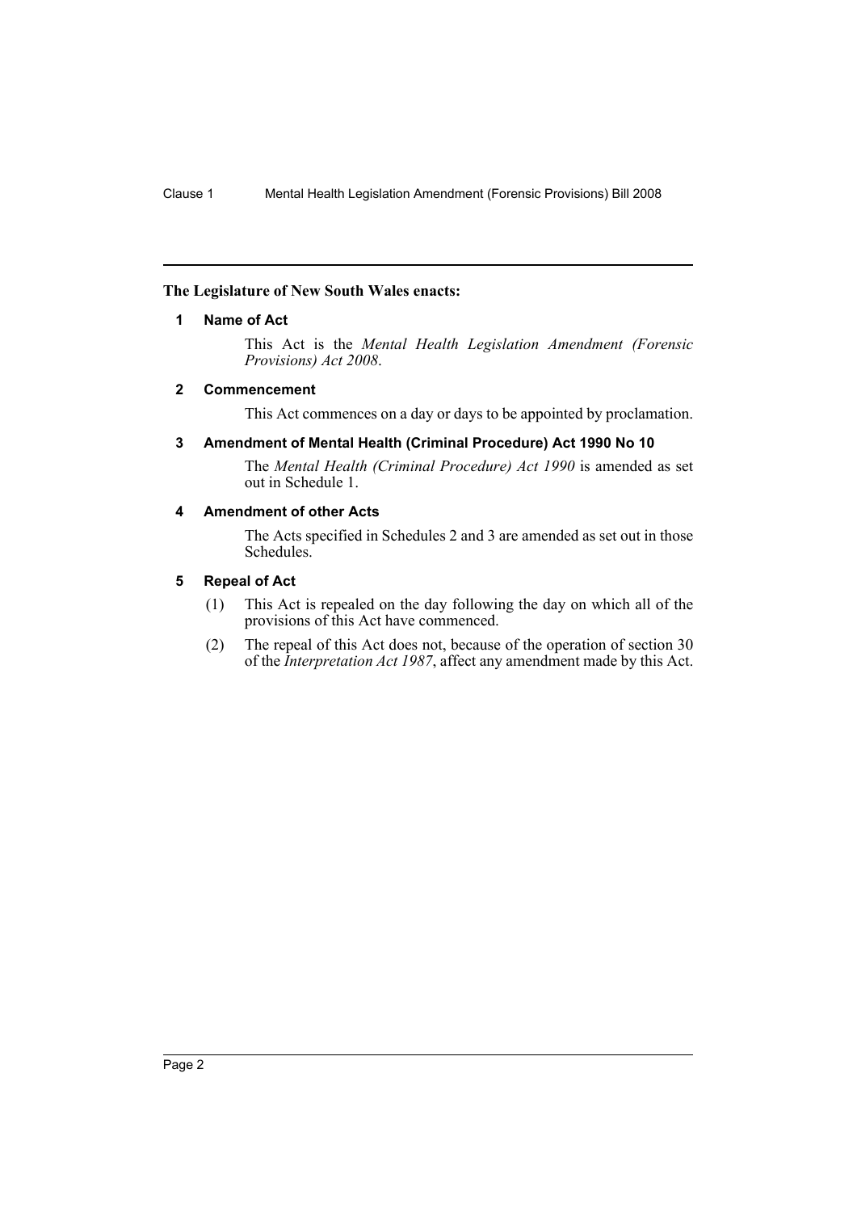**The Legislature of New South Wales enacts:**

### 1 Name of Act

This Act is the *Mental Health Legislation Amendment (Forensic Provisions) Act 2008*.

### 2 Commencement

This Act commences on a day or days to be appointed by proclamation.

### 3 Amendment of Mental Health (Criminal Procedure) Act 1990 No 10

The *Mental Health (Criminal Procedure) Act 1990* is amended as set out in Schedule 1.

### 4 Amendment of other Acts

The Acts specified in Schedules 2 and 3 are amended as set out in those Schedules.

### 5 Repeal of Act

(1) This Act is repealed on the day following the day on which all of the provisions of this Act have commenced.

(2) The repeal of this Act does not, because of the operation of section 30 of the *Interpretation Act 1987*, affect any amendment made by this Act.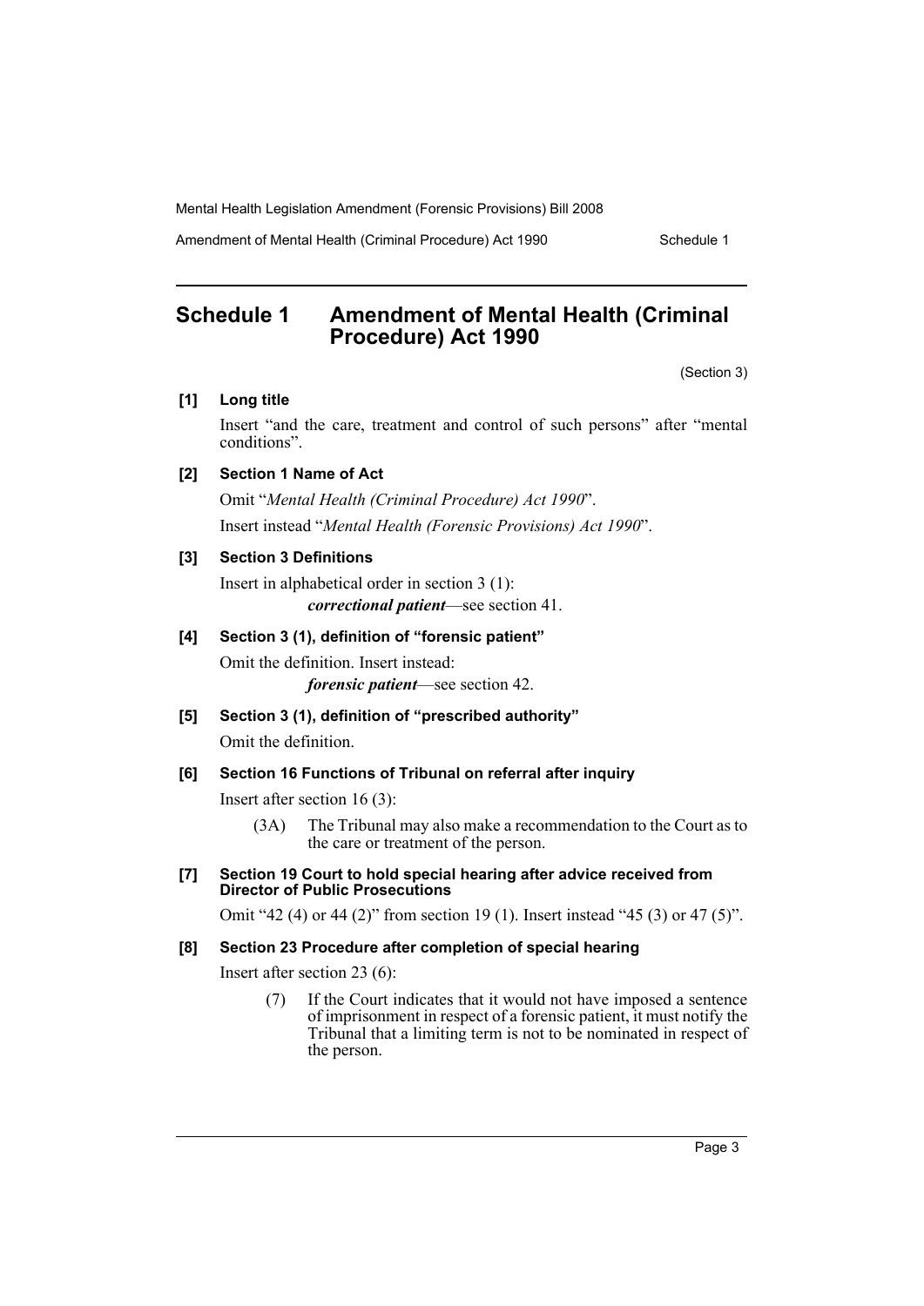# Schedule 1 Amendment of Mental Health (Criminal Procedure) Act 1990

(Section 3)

### [1] Long title

Insert "and the care, treatment and control of such persons" after "mental conditions".

### [2] Section 1 Name of Act

Omit "*Mental Health (Criminal Procedure) Act 1990*".

Insert instead "*Mental Health (Forensic Provisions) Act 1990*".

### [3] Section 3 Definitions

Insert in alphabetical order in section 3 (1):

> ***correctional patient***—see section 41.

### [4] Section 3 (1), definition of "forensic patient"

Omit the definition. Insert instead:

> ***forensic patient***—see section 42.

### [5] Section 3 (1), definition of "prescribed authority"

Omit the definition.

### [6] Section 16 Functions of Tribunal on referral after inquiry

Insert after section 16 (3):

> (3A) The Tribunal may also make a recommendation to the Court as to the care or treatment of the person.

### [7] Section 19 Court to hold special hearing after advice received from Director of Public Prosecutions

Omit "42 (4) or 44 (2)" from section 19 (1). Insert instead "45 (3) or 47 (5)".

### [8] Section 23 Procedure after completion of special hearing

Insert after section 23 (6):

> (7) If the Court indicates that it would not have imposed a sentence of imprisonment in respect of a forensic patient, it must notify the Tribunal that a limiting term is not to be nominated in respect of the person.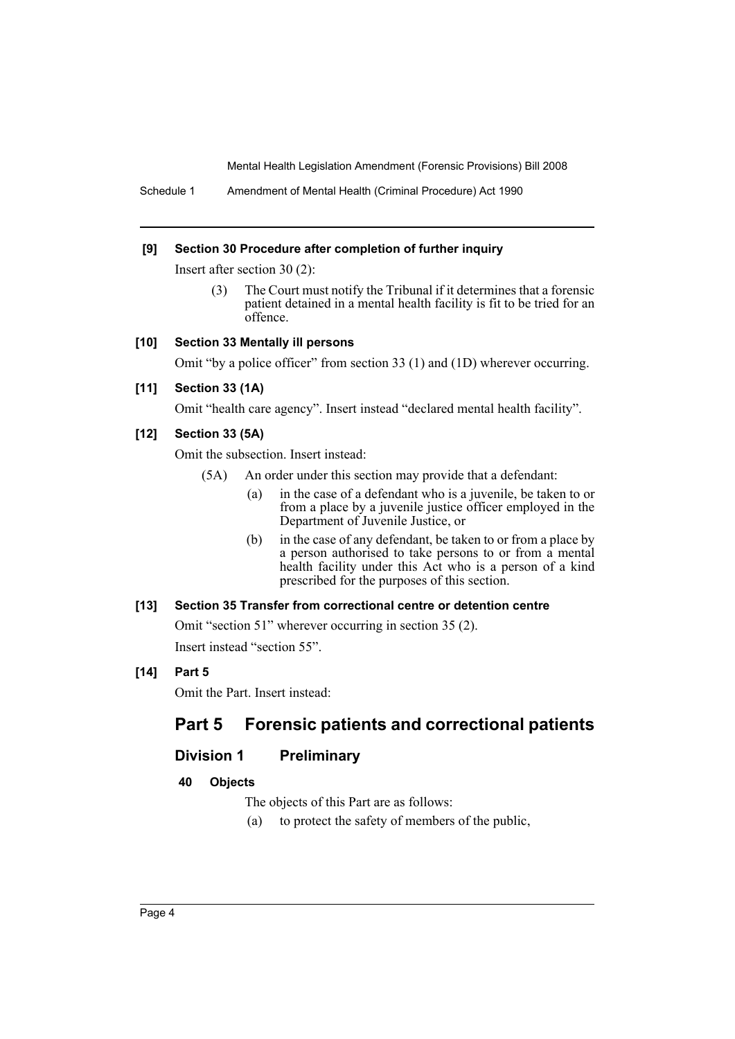**[9] Section 30 Procedure after completion of further inquiry**

Insert after section 30 (2):

> (3) The Court must notify the Tribunal if it determines that a forensic patient detained in a mental health facility is fit to be tried for an offence.

**[10] Section 33 Mentally ill persons**

Omit "by a police officer" from section 33 (1) and (1D) wherever occurring.

**[11] Section 33 (1A)**

Omit "health care agency". Insert instead "declared mental health facility".

**[12] Section 33 (5A)**

Omit the subsection. Insert instead:

> (5A) An order under this section may provide that a defendant:
>
> (a) in the case of a defendant who is a juvenile, be taken to or from a place by a juvenile justice officer employed in the Department of Juvenile Justice, or
>
> (b) in the case of any defendant, be taken to or from a place by a person authorised to take persons to or from a mental health facility under this Act who is a person of a kind prescribed for the purposes of this section.

**[13] Section 35 Transfer from correctional centre or detention centre**

Omit "section 51" wherever occurring in section 35 (2).

Insert instead "section 55".

**[14] Part 5**

Omit the Part. Insert instead:

## Part 5 Forensic patients and correctional patients

### Division 1 Preliminary

#### 40 Objects

The objects of this Part are as follows:

(a) to protect the safety of members of the public,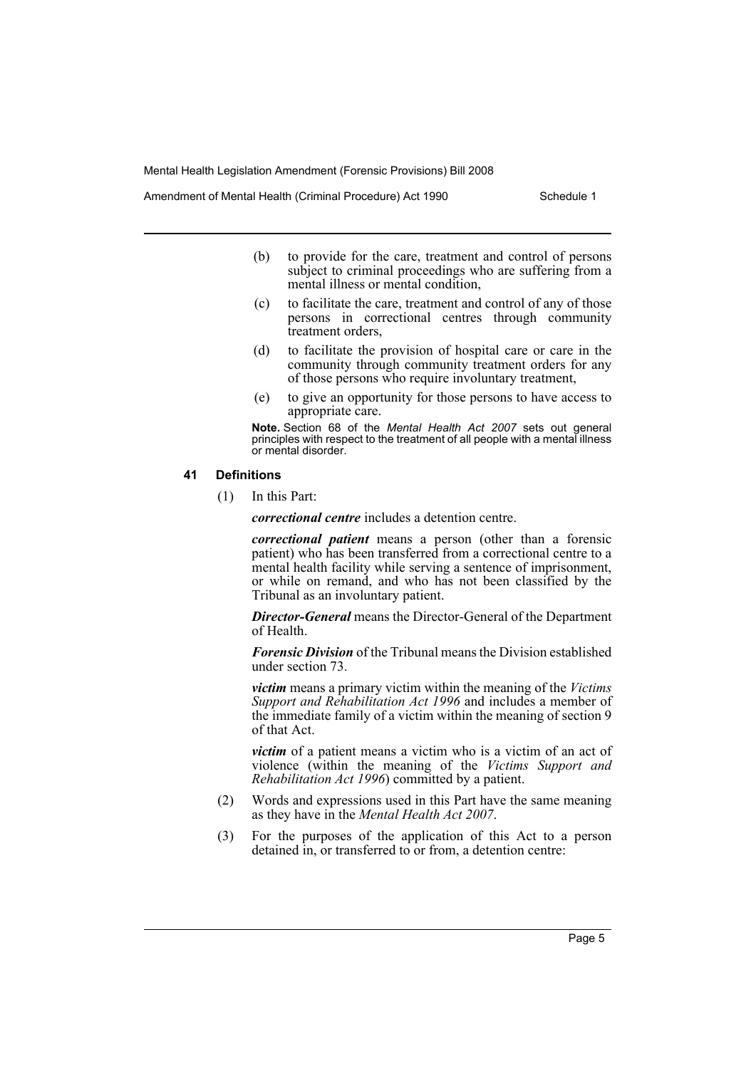- (b) to provide for the care, treatment and control of persons subject to criminal proceedings who are suffering from a mental illness or mental condition,
- (c) to facilitate the care, treatment and control of any of those persons in correctional centres through community treatment orders,
- (d) to facilitate the provision of hospital care or care in the community through community treatment orders for any of those persons who require involuntary treatment,
- (e) to give an opportunity for those persons to have access to appropriate care.

**Note.** Section 68 of the *Mental Health Act 2007* sets out general principles with respect to the treatment of all people with a mental illness or mental disorder.

#### 41 Definitions

(1) In this Part:

***correctional centre*** includes a detention centre.

***correctional patient*** means a person (other than a forensic patient) who has been transferred from a correctional centre to a mental health facility while serving a sentence of imprisonment, or while on remand, and who has not been classified by the Tribunal as an involuntary patient.

***Director-General*** means the Director-General of the Department of Health.

***Forensic Division*** of the Tribunal means the Division established under section 73.

***victim*** means a primary victim within the meaning of the *Victims Support and Rehabilitation Act 1996* and includes a member of the immediate family of a victim within the meaning of section 9 of that Act.

***victim*** of a patient means a victim who is a victim of an act of violence (within the meaning of the *Victims Support and Rehabilitation Act 1996*) committed by a patient.

(2) Words and expressions used in this Part have the same meaning as they have in the *Mental Health Act 2007*.

(3) For the purposes of the application of this Act to a person detained in, or transferred to or from, a detention centre: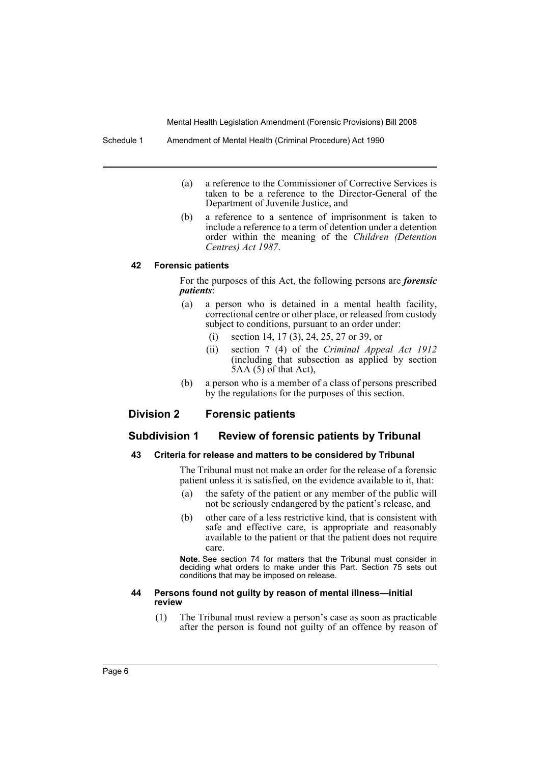(a) a reference to the Commissioner of Corrective Services is taken to be a reference to the Director-General of the Department of Juvenile Justice, and

(b) a reference to a sentence of imprisonment is taken to include a reference to a term of detention under a detention order within the meaning of the *Children (Detention Centres) Act 1987*.

#### 42 Forensic patients

For the purposes of this Act, the following persons are ***forensic patients***:

(a) a person who is detained in a mental health facility, correctional centre or other place, or released from custody subject to conditions, pursuant to an order under:

(i) section 14, 17 (3), 24, 25, 27 or 39, or

(ii) section 7 (4) of the *Criminal Appeal Act 1912* (including that subsection as applied by section 5AA (5) of that Act),

(b) a person who is a member of a class of persons prescribed by the regulations for the purposes of this section.

## Division 2 Forensic patients

### Subdivision 1 Review of forensic patients by Tribunal

#### 43 Criteria for release and matters to be considered by Tribunal

The Tribunal must not make an order for the release of a forensic patient unless it is satisfied, on the evidence available to it, that:

(a) the safety of the patient or any member of the public will not be seriously endangered by the patient's release, and

(b) other care of a less restrictive kind, that is consistent with safe and effective care, is appropriate and reasonably available to the patient or that the patient does not require care.

**Note.** See section 74 for matters that the Tribunal must consider in deciding what orders to make under this Part. Section 75 sets out conditions that may be imposed on release.

#### 44 Persons found not guilty by reason of mental illness—initial review

(1) The Tribunal must review a person's case as soon as practicable after the person is found not guilty of an offence by reason of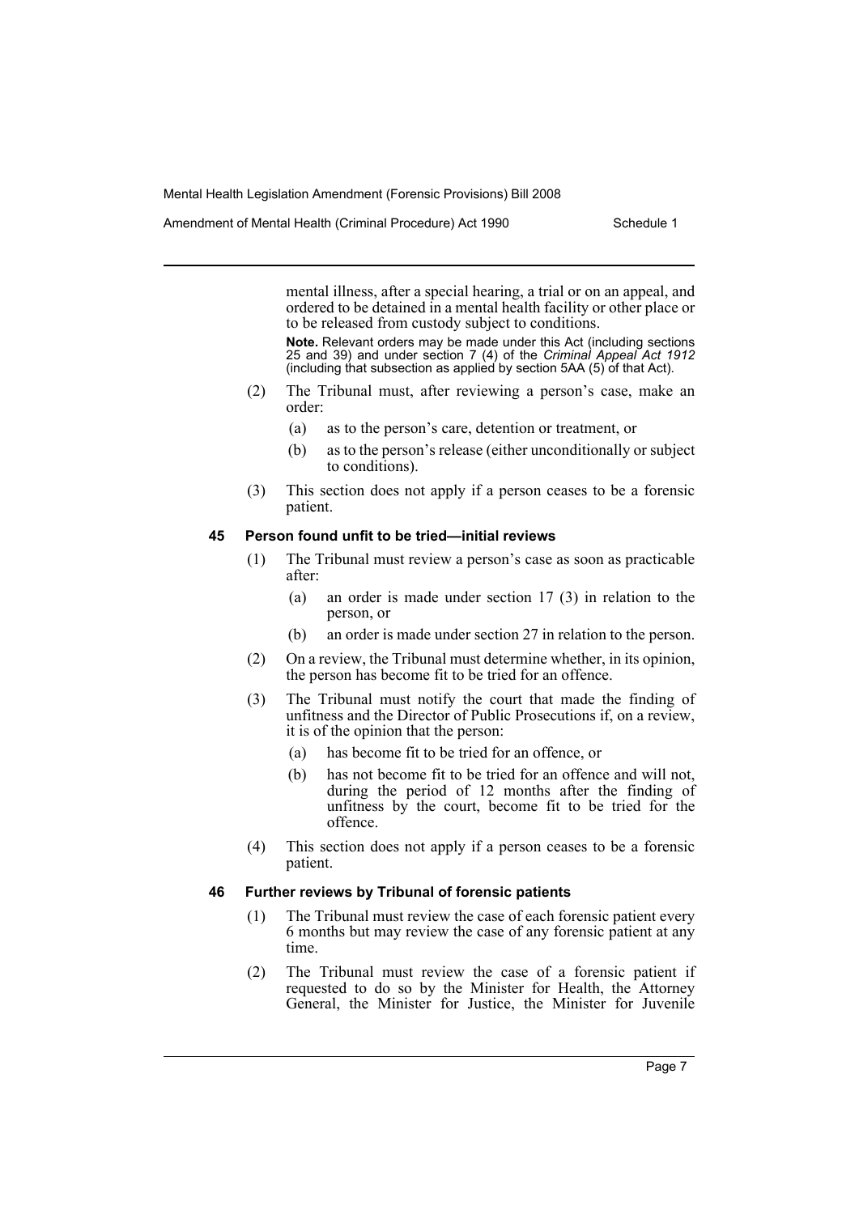mental illness, after a special hearing, a trial or on an appeal, and ordered to be detained in a mental health facility or other place or to be released from custody subject to conditions.

**Note.** Relevant orders may be made under this Act (including sections 25 and 39) and under section 7 (4) of the *Criminal Appeal Act 1912* (including that subsection as applied by section 5AA (5) of that Act).

(2) The Tribunal must, after reviewing a person's case, make an order:

(a) as to the person's care, detention or treatment, or

(b) as to the person's release (either unconditionally or subject to conditions).

(3) This section does not apply if a person ceases to be a forensic patient.

#### 45 Person found unfit to be tried—initial reviews

(1) The Tribunal must review a person's case as soon as practicable after:

(a) an order is made under section 17 (3) in relation to the person, or

(b) an order is made under section 27 in relation to the person.

(2) On a review, the Tribunal must determine whether, in its opinion, the person has become fit to be tried for an offence.

(3) The Tribunal must notify the court that made the finding of unfitness and the Director of Public Prosecutions if, on a review, it is of the opinion that the person:

(a) has become fit to be tried for an offence, or

(b) has not become fit to be tried for an offence and will not, during the period of 12 months after the finding of unfitness by the court, become fit to be tried for the offence.

(4) This section does not apply if a person ceases to be a forensic patient.

#### 46 Further reviews by Tribunal of forensic patients

(1) The Tribunal must review the case of each forensic patient every 6 months but may review the case of any forensic patient at any time.

(2) The Tribunal must review the case of a forensic patient if requested to do so by the Minister for Health, the Attorney General, the Minister for Justice, the Minister for Juvenile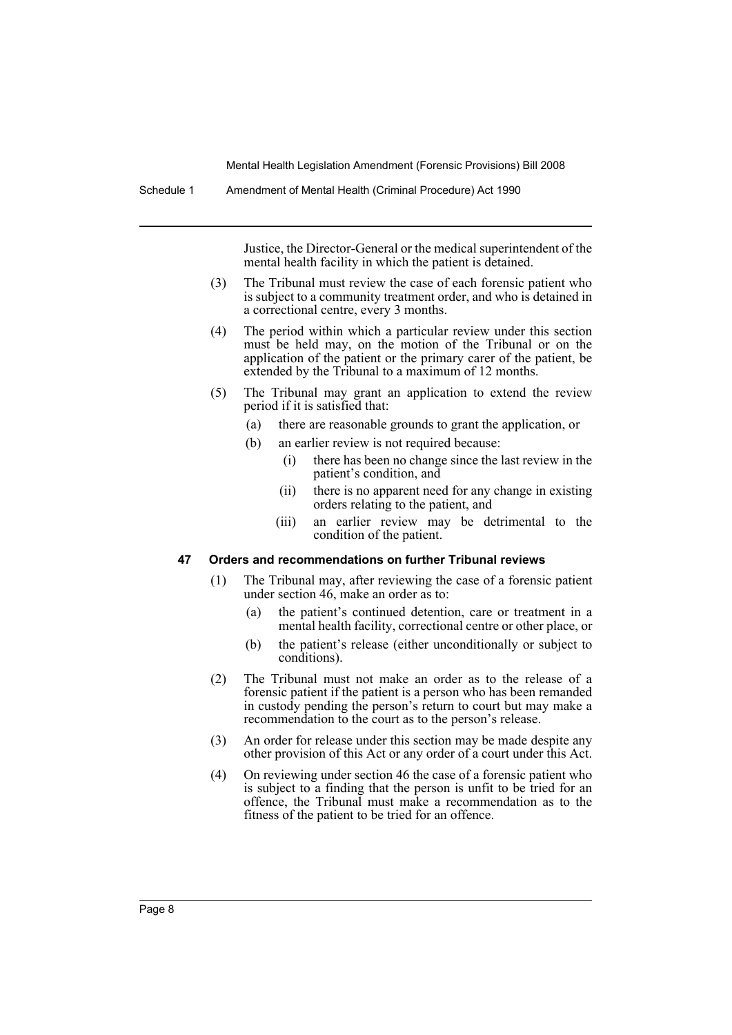Justice, the Director-General or the medical superintendent of the mental health facility in which the patient is detained.

(3) The Tribunal must review the case of each forensic patient who is subject to a community treatment order, and who is detained in a correctional centre, every 3 months.

(4) The period within which a particular review under this section must be held may, on the motion of the Tribunal or on the application of the patient or the primary carer of the patient, be extended by the Tribunal to a maximum of 12 months.

(5) The Tribunal may grant an application to extend the review period if it is satisfied that:

- (a) there are reasonable grounds to grant the application, or
- (b) an earlier review is not required because:
  - (i) there has been no change since the last review in the patient's condition, and
  - (ii) there is no apparent need for any change in existing orders relating to the patient, and
  - (iii) an earlier review may be detrimental to the condition of the patient.

#### 47 Orders and recommendations on further Tribunal reviews

(1) The Tribunal may, after reviewing the case of a forensic patient under section 46, make an order as to:

- (a) the patient's continued detention, care or treatment in a mental health facility, correctional centre or other place, or
- (b) the patient's release (either unconditionally or subject to conditions).

(2) The Tribunal must not make an order as to the release of a forensic patient if the patient is a person who has been remanded in custody pending the person's return to court but may make a recommendation to the court as to the person's release.

(3) An order for release under this section may be made despite any other provision of this Act or any order of a court under this Act.

(4) On reviewing under section 46 the case of a forensic patient who is subject to a finding that the person is unfit to be tried for an offence, the Tribunal must make a recommendation as to the fitness of the patient to be tried for an offence.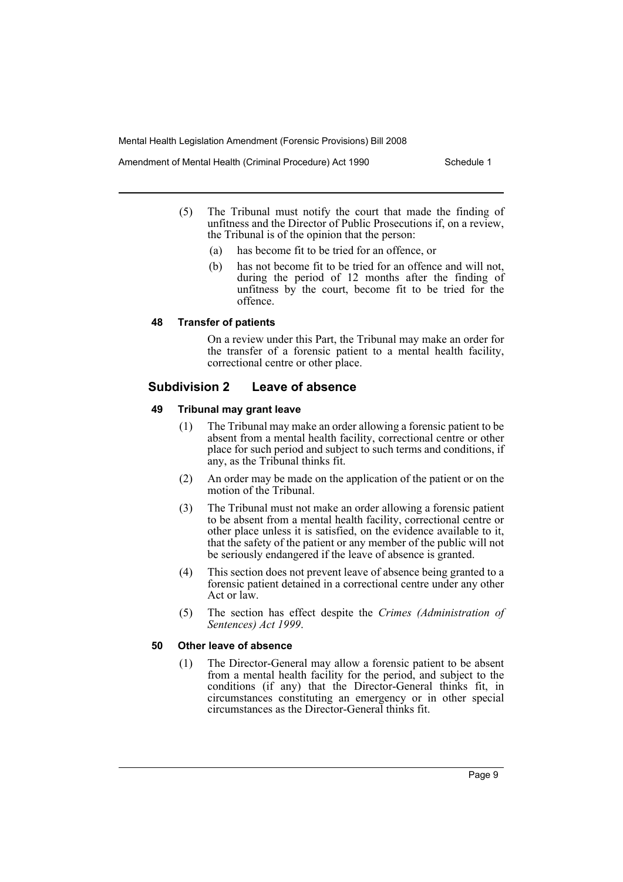(5) The Tribunal must notify the court that made the finding of unfitness and the Director of Public Prosecutions if, on a review, the Tribunal is of the opinion that the person:

(a) has become fit to be tried for an offence, or

(b) has not become fit to be tried for an offence and will not, during the period of 12 months after the finding of unfitness by the court, become fit to be tried for the offence.

#### 48 Transfer of patients

On a review under this Part, the Tribunal may make an order for the transfer of a forensic patient to a mental health facility, correctional centre or other place.

### Subdivision 2 Leave of absence

#### 49 Tribunal may grant leave

(1) The Tribunal may make an order allowing a forensic patient to be absent from a mental health facility, correctional centre or other place for such period and subject to such terms and conditions, if any, as the Tribunal thinks fit.

(2) An order may be made on the application of the patient or on the motion of the Tribunal.

(3) The Tribunal must not make an order allowing a forensic patient to be absent from a mental health facility, correctional centre or other place unless it is satisfied, on the evidence available to it, that the safety of the patient or any member of the public will not be seriously endangered if the leave of absence is granted.

(4) This section does not prevent leave of absence being granted to a forensic patient detained in a correctional centre under any other Act or law.

(5) The section has effect despite the *Crimes (Administration of Sentences) Act 1999*.

#### 50 Other leave of absence

(1) The Director-General may allow a forensic patient to be absent from a mental health facility for the period, and subject to the conditions (if any) that the Director-General thinks fit, in circumstances constituting an emergency or in other special circumstances as the Director-General thinks fit.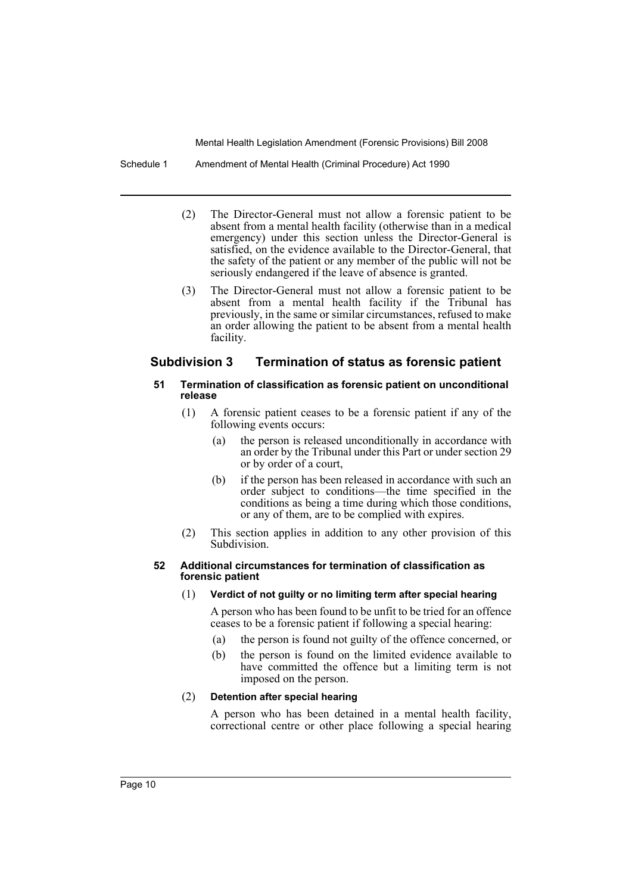(2) The Director-General must not allow a forensic patient to be absent from a mental health facility (otherwise than in a medical emergency) under this section unless the Director-General is satisfied, on the evidence available to the Director-General, that the safety of the patient or any member of the public will not be seriously endangered if the leave of absence is granted.

(3) The Director-General must not allow a forensic patient to be absent from a mental health facility if the Tribunal has previously, in the same or similar circumstances, refused to make an order allowing the patient to be absent from a mental health facility.

## Subdivision 3 Termination of status as forensic patient

#### 51 Termination of classification as forensic patient on unconditional release

(1) A forensic patient ceases to be a forensic patient if any of the following events occurs:

- (a) the person is released unconditionally in accordance with an order by the Tribunal under this Part or under section 29 or by order of a court,
- (b) if the person has been released in accordance with such an order subject to conditions—the time specified in the conditions as being a time during which those conditions, or any of them, are to be complied with expires.

(2) This section applies in addition to any other provision of this Subdivision.

#### 52 Additional circumstances for termination of classification as forensic patient

(1) **Verdict of not guilty or no limiting term after special hearing**

A person who has been found to be unfit to be tried for an offence ceases to be a forensic patient if following a special hearing:

- (a) the person is found not guilty of the offence concerned, or
- (b) the person is found on the limited evidence available to have committed the offence but a limiting term is not imposed on the person.

(2) **Detention after special hearing**

A person who has been detained in a mental health facility, correctional centre or other place following a special hearing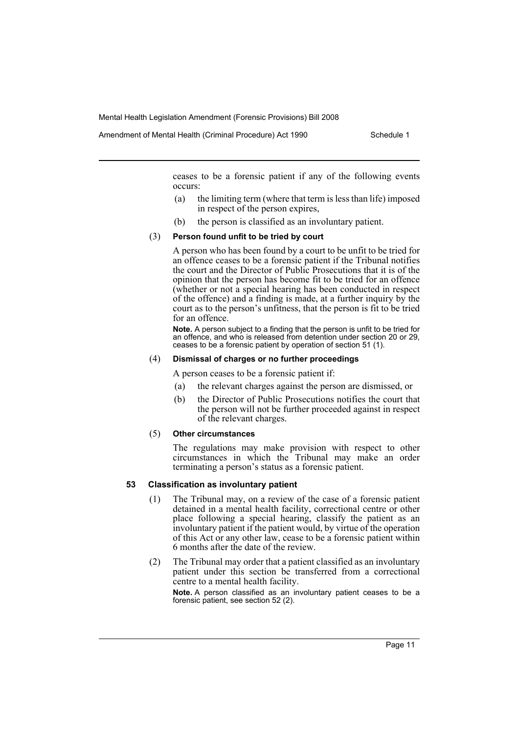ceases to be a forensic patient if any of the following events occurs:

- (a) the limiting term (where that term is less than life) imposed in respect of the person expires,
- (b) the person is classified as an involuntary patient.

(3) **Person found unfit to be tried by court**

A person who has been found by a court to be unfit to be tried for an offence ceases to be a forensic patient if the Tribunal notifies the court and the Director of Public Prosecutions that it is of the opinion that the person has become fit to be tried for an offence (whether or not a special hearing has been conducted in respect of the offence) and a finding is made, at a further inquiry by the court as to the person's unfitness, that the person is fit to be tried for an offence.

**Note.** A person subject to a finding that the person is unfit to be tried for an offence, and who is released from detention under section 20 or 29, ceases to be a forensic patient by operation of section 51 (1).

(4) **Dismissal of charges or no further proceedings**

A person ceases to be a forensic patient if:

- (a) the relevant charges against the person are dismissed, or
- (b) the Director of Public Prosecutions notifies the court that the person will not be further proceeded against in respect of the relevant charges.

(5) **Other circumstances**

The regulations may make provision with respect to other circumstances in which the Tribunal may make an order terminating a person's status as a forensic patient.

### 53 Classification as involuntary patient

(1) The Tribunal may, on a review of the case of a forensic patient detained in a mental health facility, correctional centre or other place following a special hearing, classify the patient as an involuntary patient if the patient would, by virtue of the operation of this Act or any other law, cease to be a forensic patient within 6 months after the date of the review.

(2) The Tribunal may order that a patient classified as an involuntary patient under this section be transferred from a correctional centre to a mental health facility.

**Note.** A person classified as an involuntary patient ceases to be a forensic patient, see section 52 (2).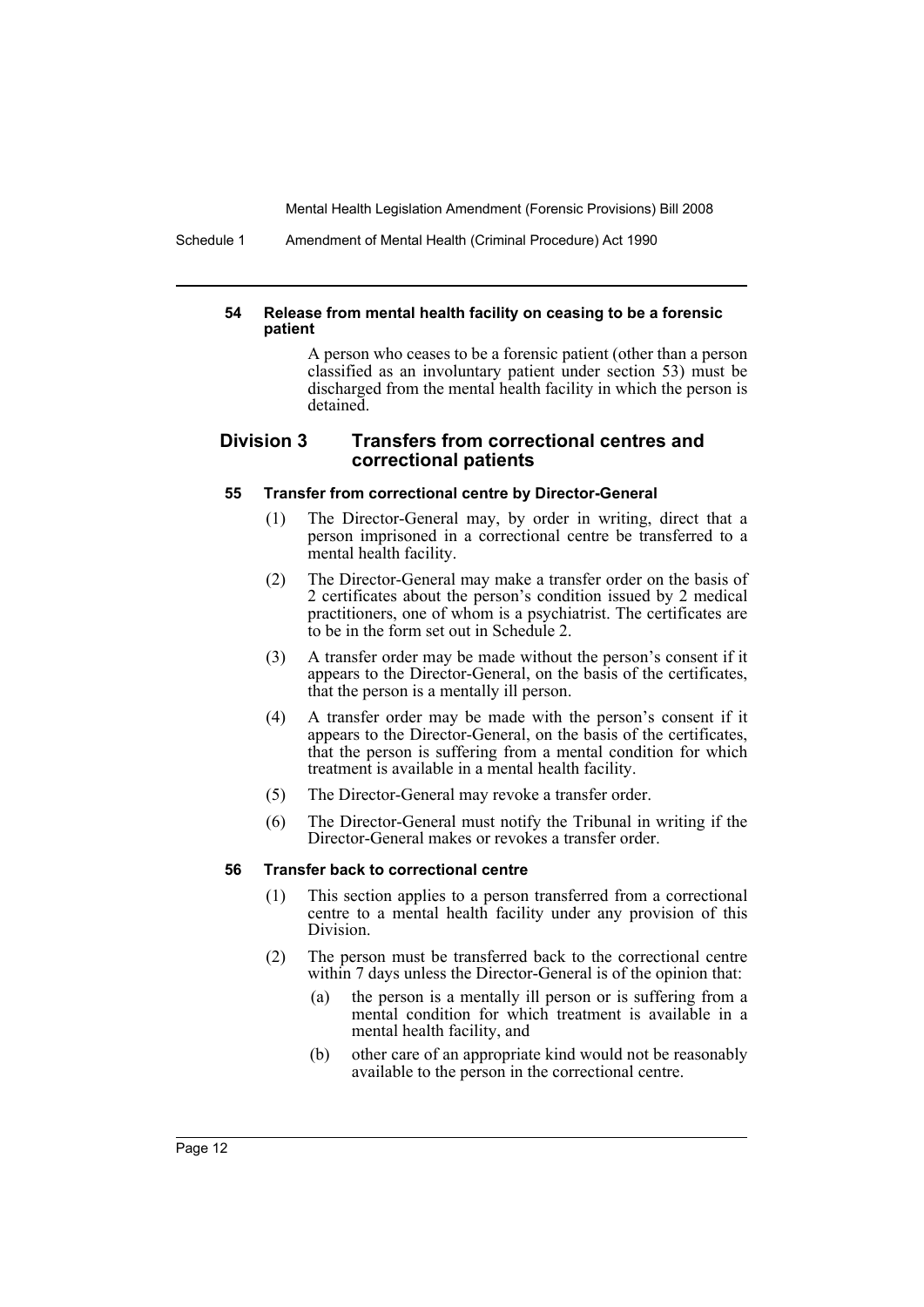#### 54 Release from mental health facility on ceasing to be a forensic patient

A person who ceases to be a forensic patient (other than a person classified as an involuntary patient under section 53) must be discharged from the mental health facility in which the person is detained.

### Division 3 Transfers from correctional centres and correctional patients

#### 55 Transfer from correctional centre by Director-General

(1) The Director-General may, by order in writing, direct that a person imprisoned in a correctional centre be transferred to a mental health facility.

(2) The Director-General may make a transfer order on the basis of 2 certificates about the person's condition issued by 2 medical practitioners, one of whom is a psychiatrist. The certificates are to be in the form set out in Schedule 2.

(3) A transfer order may be made without the person's consent if it appears to the Director-General, on the basis of the certificates, that the person is a mentally ill person.

(4) A transfer order may be made with the person's consent if it appears to the Director-General, on the basis of the certificates, that the person is suffering from a mental condition for which treatment is available in a mental health facility.

(5) The Director-General may revoke a transfer order.

(6) The Director-General must notify the Tribunal in writing if the Director-General makes or revokes a transfer order.

#### 56 Transfer back to correctional centre

(1) This section applies to a person transferred from a correctional centre to a mental health facility under any provision of this Division.

(2) The person must be transferred back to the correctional centre within 7 days unless the Director-General is of the opinion that:

(a) the person is a mentally ill person or is suffering from a mental condition for which treatment is available in a mental health facility, and

(b) other care of an appropriate kind would not be reasonably available to the person in the correctional centre.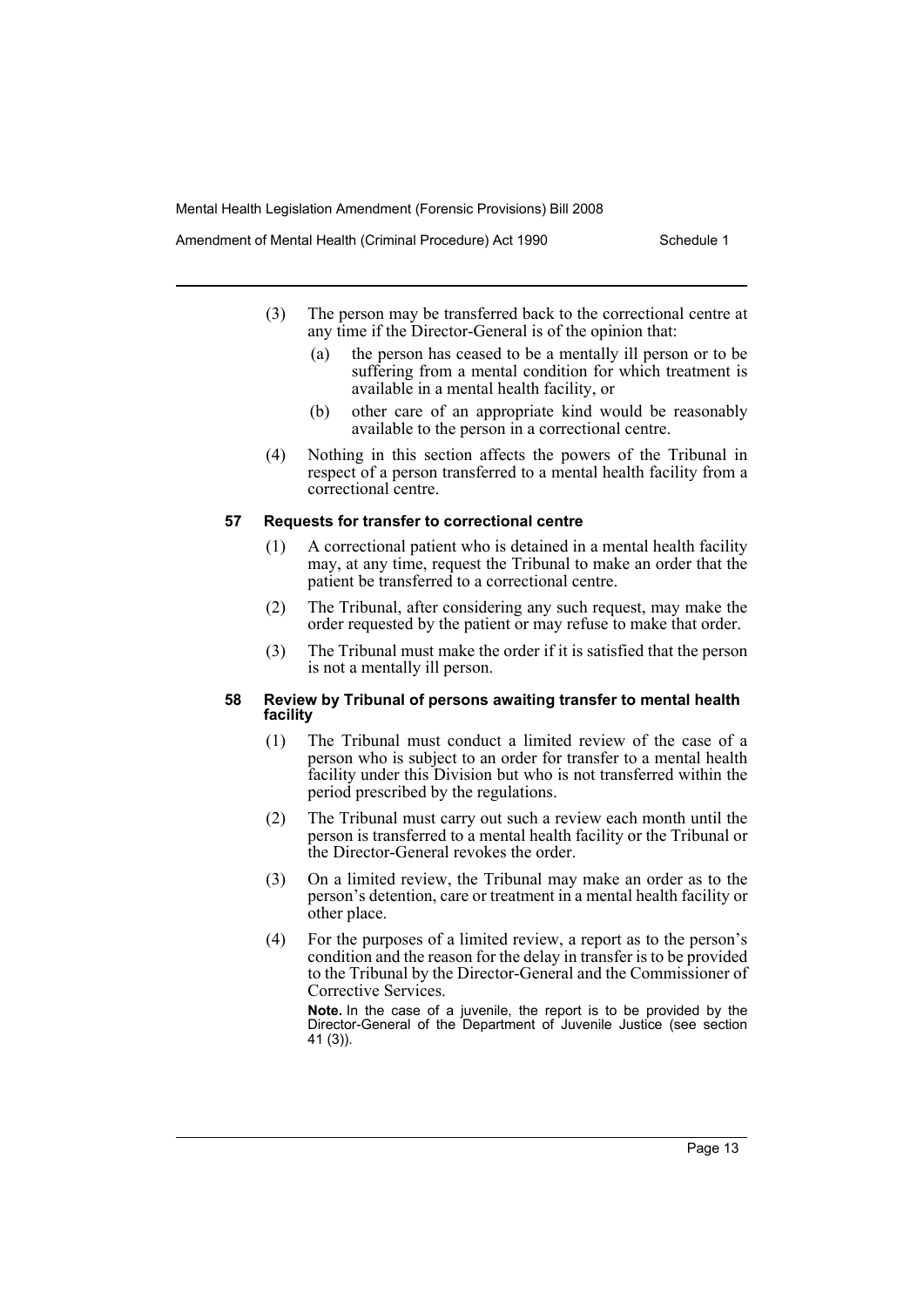(3) The person may be transferred back to the correctional centre at any time if the Director-General is of the opinion that:

- (a) the person has ceased to be a mentally ill person or to be suffering from a mental condition for which treatment is available in a mental health facility, or
- (b) other care of an appropriate kind would be reasonably available to the person in a correctional centre.

(4) Nothing in this section affects the powers of the Tribunal in respect of a person transferred to a mental health facility from a correctional centre.

#### 57 Requests for transfer to correctional centre

(1) A correctional patient who is detained in a mental health facility may, at any time, request the Tribunal to make an order that the patient be transferred to a correctional centre.

(2) The Tribunal, after considering any such request, may make the order requested by the patient or may refuse to make that order.

(3) The Tribunal must make the order if it is satisfied that the person is not a mentally ill person.

#### 58 Review by Tribunal of persons awaiting transfer to mental health facility

(1) The Tribunal must conduct a limited review of the case of a person who is subject to an order for transfer to a mental health facility under this Division but who is not transferred within the period prescribed by the regulations.

(2) The Tribunal must carry out such a review each month until the person is transferred to a mental health facility or the Tribunal or the Director-General revokes the order.

(3) On a limited review, the Tribunal may make an order as to the person's detention, care or treatment in a mental health facility or other place.

(4) For the purposes of a limited review, a report as to the person's condition and the reason for the delay in transfer is to be provided to the Tribunal by the Director-General and the Commissioner of Corrective Services.

**Note.** In the case of a juvenile, the report is to be provided by the Director-General of the Department of Juvenile Justice (see section 41 (3)).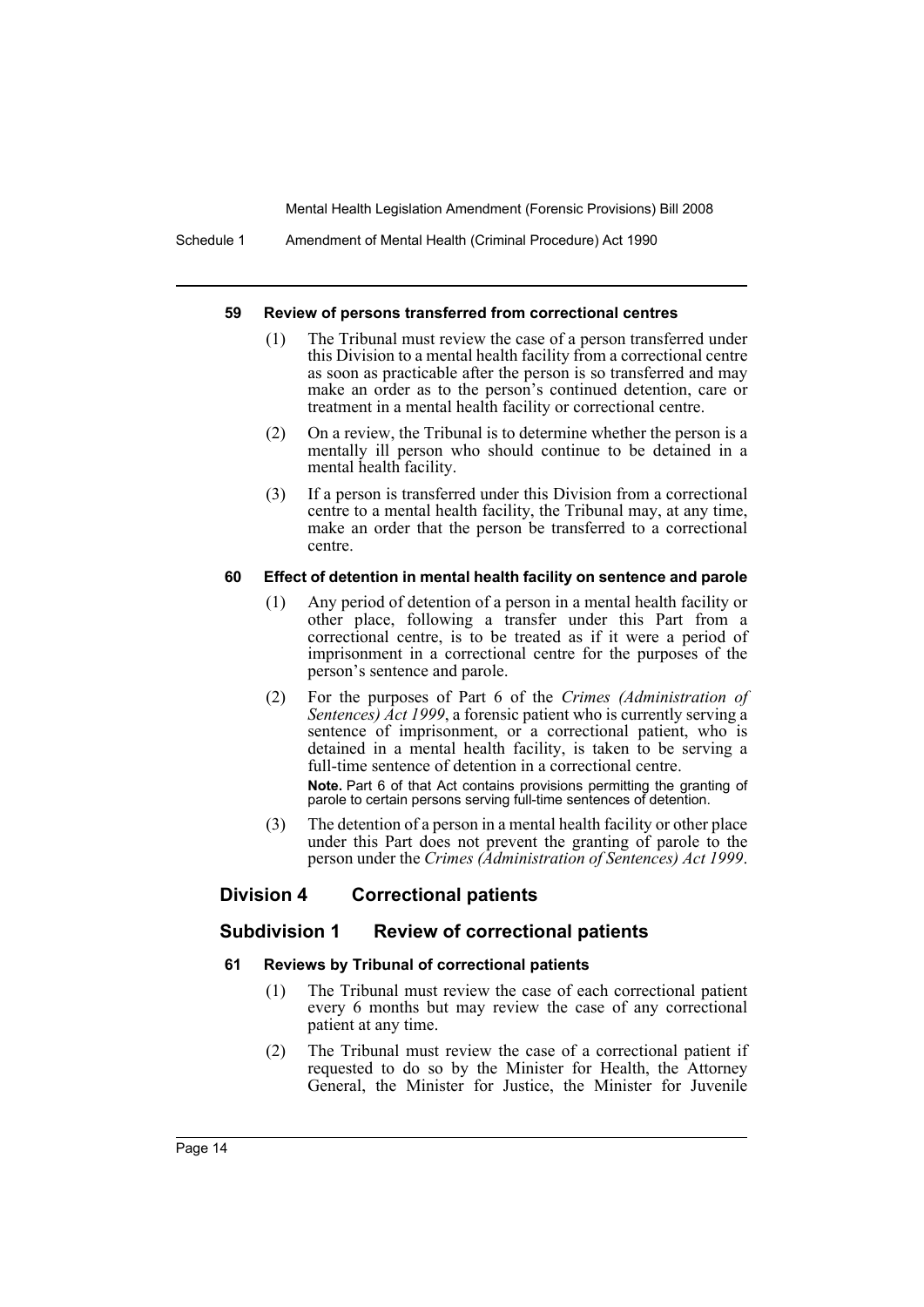#### 59 Review of persons transferred from correctional centres

(1) The Tribunal must review the case of a person transferred under this Division to a mental health facility from a correctional centre as soon as practicable after the person is so transferred and may make an order as to the person's continued detention, care or treatment in a mental health facility or correctional centre.

(2) On a review, the Tribunal is to determine whether the person is a mentally ill person who should continue to be detained in a mental health facility.

(3) If a person is transferred under this Division from a correctional centre to a mental health facility, the Tribunal may, at any time, make an order that the person be transferred to a correctional centre.

#### 60 Effect of detention in mental health facility on sentence and parole

(1) Any period of detention of a person in a mental health facility or other place, following a transfer under this Part from a correctional centre, is to be treated as if it were a period of imprisonment in a correctional centre for the purposes of the person's sentence and parole.

(2) For the purposes of Part 6 of the *Crimes (Administration of Sentences) Act 1999*, a forensic patient who is currently serving a sentence of imprisonment, or a correctional patient, who is detained in a mental health facility, is taken to be serving a full-time sentence of detention in a correctional centre.

**Note.** Part 6 of that Act contains provisions permitting the granting of parole to certain persons serving full-time sentences of detention.

(3) The detention of a person in a mental health facility or other place under this Part does not prevent the granting of parole to the person under the *Crimes (Administration of Sentences) Act 1999*.

## Division 4 Correctional patients

## Subdivision 1 Review of correctional patients

#### 61 Reviews by Tribunal of correctional patients

(1) The Tribunal must review the case of each correctional patient every 6 months but may review the case of any correctional patient at any time.

(2) The Tribunal must review the case of a correctional patient if requested to do so by the Minister for Health, the Attorney General, the Minister for Justice, the Minister for Juvenile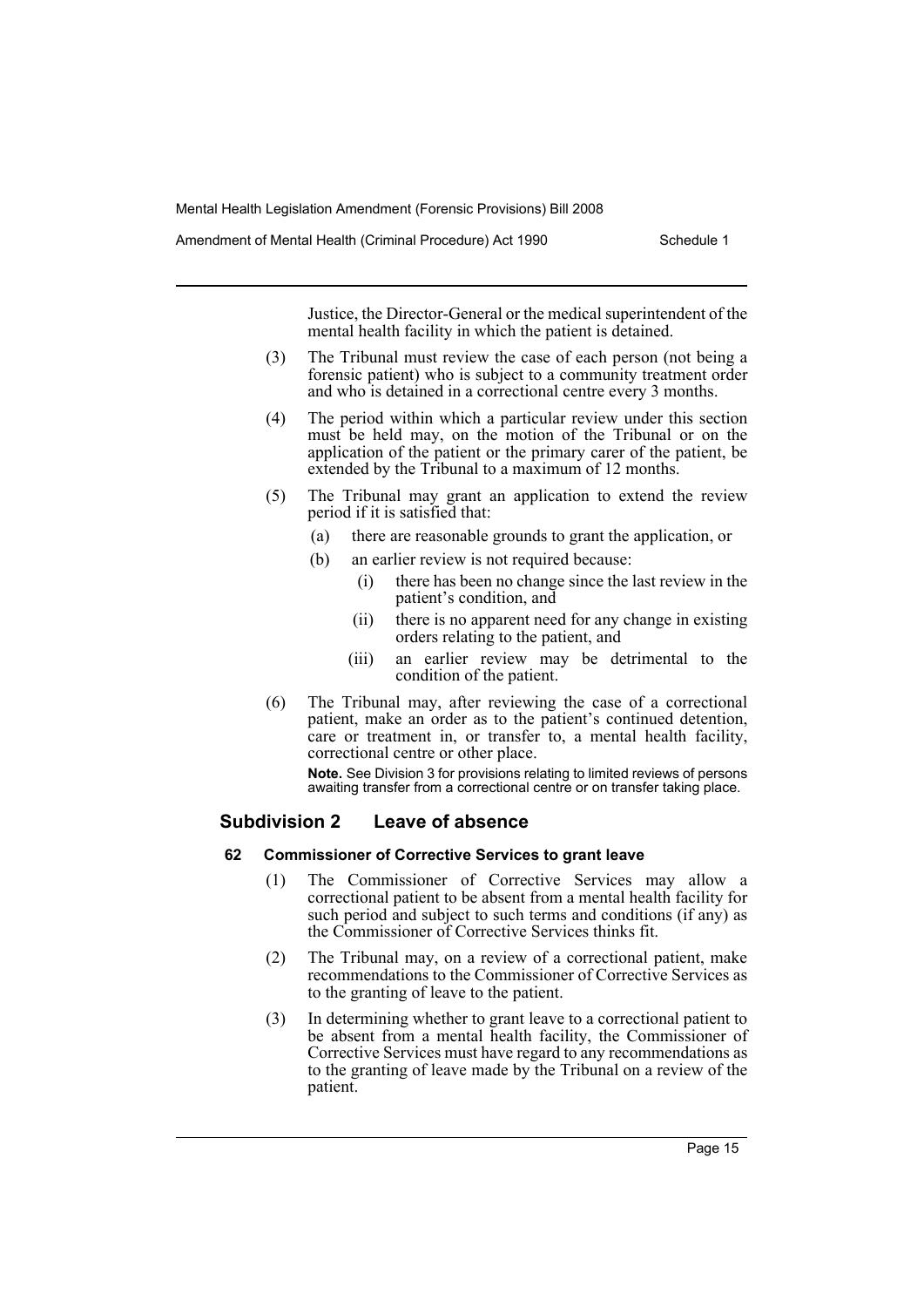Justice, the Director-General or the medical superintendent of the mental health facility in which the patient is detained.

(3) The Tribunal must review the case of each person (not being a forensic patient) who is subject to a community treatment order and who is detained in a correctional centre every 3 months.

(4) The period within which a particular review under this section must be held may, on the motion of the Tribunal or on the application of the patient or the primary carer of the patient, be extended by the Tribunal to a maximum of 12 months.

(5) The Tribunal may grant an application to extend the review period if it is satisfied that:

- (a) there are reasonable grounds to grant the application, or
- (b) an earlier review is not required because:
  - (i) there has been no change since the last review in the patient's condition, and
  - (ii) there is no apparent need for any change in existing orders relating to the patient, and
  - (iii) an earlier review may be detrimental to the condition of the patient.

(6) The Tribunal may, after reviewing the case of a correctional patient, make an order as to the patient's continued detention, care or treatment in, or transfer to, a mental health facility, correctional centre or other place.

**Note.** See Division 3 for provisions relating to limited reviews of persons awaiting transfer from a correctional centre or on transfer taking place.

## Subdivision 2 Leave of absence

### 62 Commissioner of Corrective Services to grant leave

(1) The Commissioner of Corrective Services may allow a correctional patient to be absent from a mental health facility for such period and subject to such terms and conditions (if any) as the Commissioner of Corrective Services thinks fit.

(2) The Tribunal may, on a review of a correctional patient, make recommendations to the Commissioner of Corrective Services as to the granting of leave to the patient.

(3) In determining whether to grant leave to a correctional patient to be absent from a mental health facility, the Commissioner of Corrective Services must have regard to any recommendations as to the granting of leave made by the Tribunal on a review of the patient.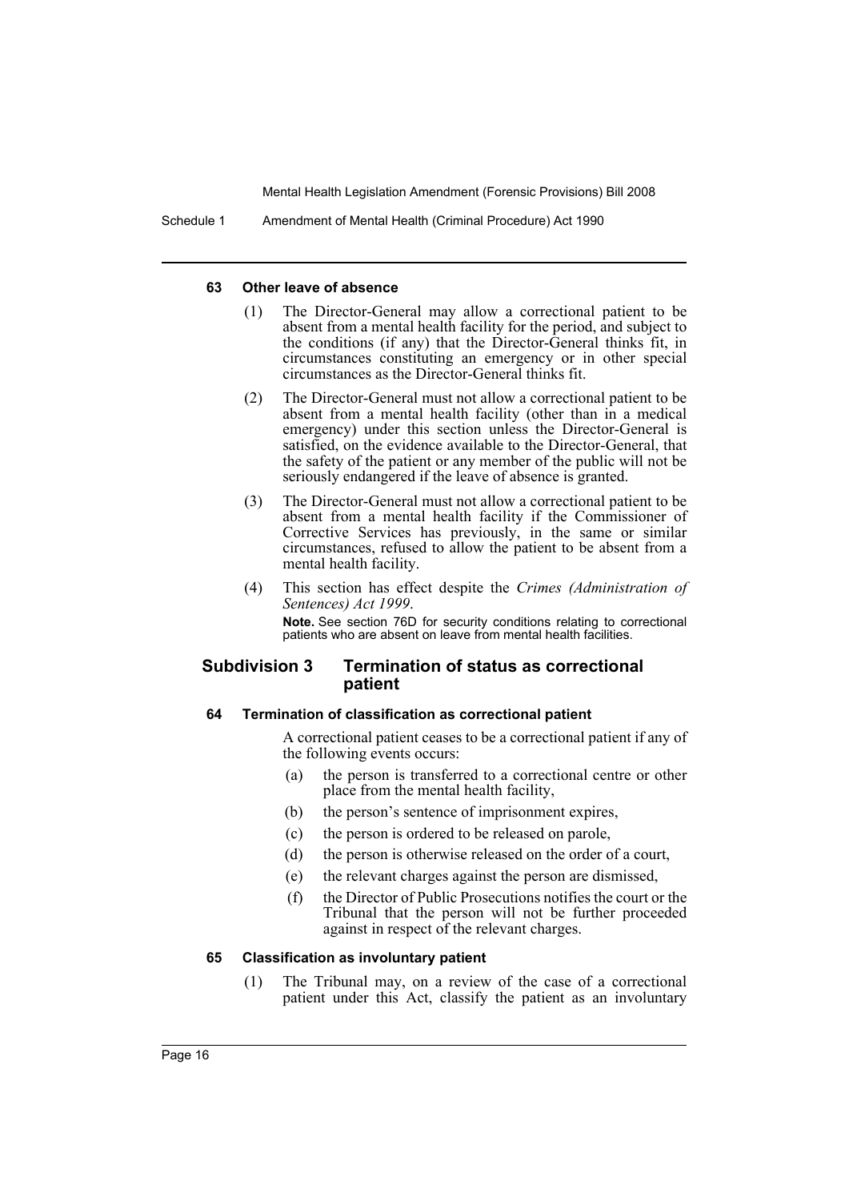#### 63 Other leave of absence

(1) The Director-General may allow a correctional patient to be absent from a mental health facility for the period, and subject to the conditions (if any) that the Director-General thinks fit, in circumstances constituting an emergency or in other special circumstances as the Director-General thinks fit.

(2) The Director-General must not allow a correctional patient to be absent from a mental health facility (other than in a medical emergency) under this section unless the Director-General is satisfied, on the evidence available to the Director-General, that the safety of the patient or any member of the public will not be seriously endangered if the leave of absence is granted.

(3) The Director-General must not allow a correctional patient to be absent from a mental health facility if the Commissioner of Corrective Services has previously, in the same or similar circumstances, refused to allow the patient to be absent from a mental health facility.

(4) This section has effect despite the *Crimes (Administration of Sentences) Act 1999*.

**Note.** See section 76D for security conditions relating to correctional patients who are absent on leave from mental health facilities.

### Subdivision 3 Termination of status as correctional patient

#### 64 Termination of classification as correctional patient

A correctional patient ceases to be a correctional patient if any of the following events occurs:

(a) the person is transferred to a correctional centre or other place from the mental health facility,

(b) the person's sentence of imprisonment expires,

(c) the person is ordered to be released on parole,

(d) the person is otherwise released on the order of a court,

(e) the relevant charges against the person are dismissed,

(f) the Director of Public Prosecutions notifies the court or the Tribunal that the person will not be further proceeded against in respect of the relevant charges.

#### 65 Classification as involuntary patient

(1) The Tribunal may, on a review of the case of a correctional patient under this Act, classify the patient as an involuntary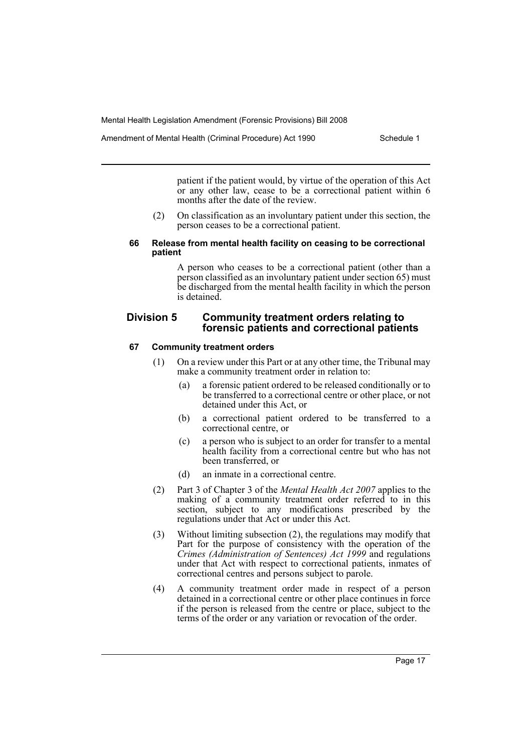patient if the patient would, by virtue of the operation of this Act or any other law, cease to be a correctional patient within 6 months after the date of the review.

(2) On classification as an involuntary patient under this section, the person ceases to be a correctional patient.

#### 66 Release from mental health facility on ceasing to be correctional patient

A person who ceases to be a correctional patient (other than a person classified as an involuntary patient under section 65) must be discharged from the mental health facility in which the person is detained.

### Division 5 Community treatment orders relating to forensic patients and correctional patients

#### 67 Community treatment orders

(1) On a review under this Part or at any other time, the Tribunal may make a community treatment order in relation to:

- (a) a forensic patient ordered to be released conditionally or to be transferred to a correctional centre or other place, or not detained under this Act, or
- (b) a correctional patient ordered to be transferred to a correctional centre, or
- (c) a person who is subject to an order for transfer to a mental health facility from a correctional centre but who has not been transferred, or
- (d) an inmate in a correctional centre.

(2) Part 3 of Chapter 3 of the *Mental Health Act 2007* applies to the making of a community treatment order referred to in this section, subject to any modifications prescribed by the regulations under that Act or under this Act.

(3) Without limiting subsection (2), the regulations may modify that Part for the purpose of consistency with the operation of the *Crimes (Administration of Sentences) Act 1999* and regulations under that Act with respect to correctional patients, inmates of correctional centres and persons subject to parole.

(4) A community treatment order made in respect of a person detained in a correctional centre or other place continues in force if the person is released from the centre or place, subject to the terms of the order or any variation or revocation of the order.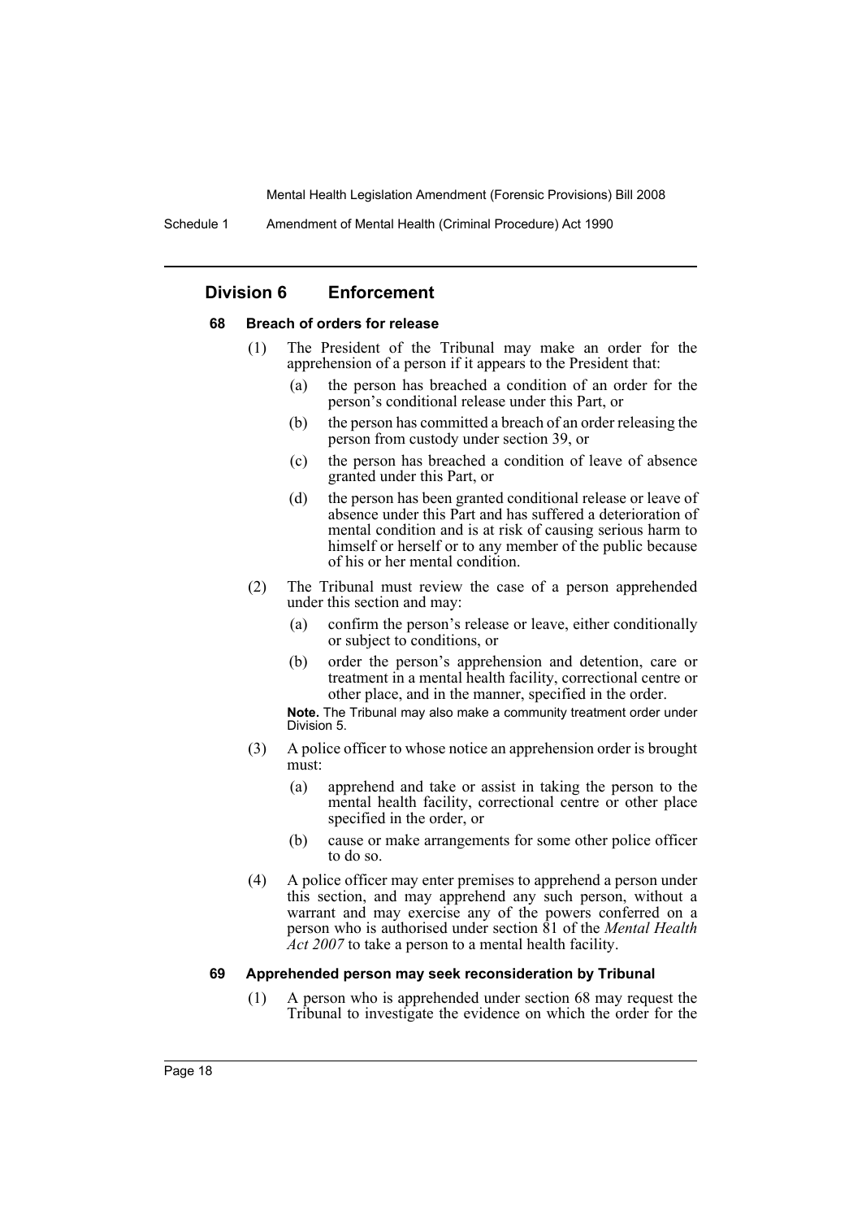## Division 6 Enforcement

### 68 Breach of orders for release

(1) The President of the Tribunal may make an order for the apprehension of a person if it appears to the President that:

   (a) the person has breached a condition of an order for the person's conditional release under this Part, or

   (b) the person has committed a breach of an order releasing the person from custody under section 39, or

   (c) the person has breached a condition of leave of absence granted under this Part, or

   (d) the person has been granted conditional release or leave of absence under this Part and has suffered a deterioration of mental condition and is at risk of causing serious harm to himself or herself or to any member of the public because of his or her mental condition.

(2) The Tribunal must review the case of a person apprehended under this section and may:

   (a) confirm the person's release or leave, either conditionally or subject to conditions, or

   (b) order the person's apprehension and detention, care or treatment in a mental health facility, correctional centre or other place, and in the manner, specified in the order.

**Note.** The Tribunal may also make a community treatment order under Division 5.

(3) A police officer to whose notice an apprehension order is brought must:

   (a) apprehend and take or assist in taking the person to the mental health facility, correctional centre or other place specified in the order, or

   (b) cause or make arrangements for some other police officer to do so.

(4) A police officer may enter premises to apprehend a person under this section, and may apprehend any such person, without a warrant and may exercise any of the powers conferred on a person who is authorised under section 81 of the *Mental Health Act 2007* to take a person to a mental health facility.

### 69 Apprehended person may seek reconsideration by Tribunal

(1) A person who is apprehended under section 68 may request the Tribunal to investigate the evidence on which the order for the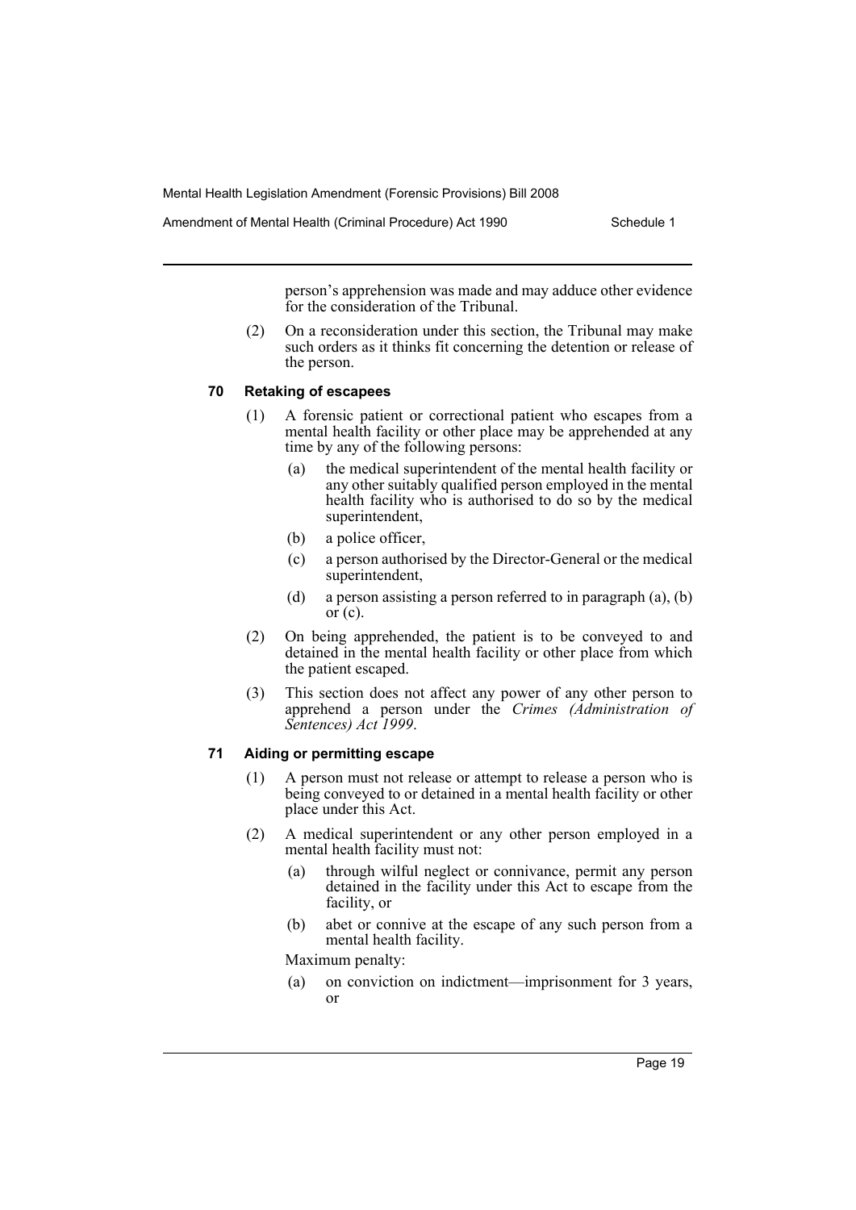person's apprehension was made and may adduce other evidence for the consideration of the Tribunal.

(2) On a reconsideration under this section, the Tribunal may make such orders as it thinks fit concerning the detention or release of the person.

### 70 Retaking of escapees

(1) A forensic patient or correctional patient who escapes from a mental health facility or other place may be apprehended at any time by any of the following persons:

- (a) the medical superintendent of the mental health facility or any other suitably qualified person employed in the mental health facility who is authorised to do so by the medical superintendent,
- (b) a police officer,
- (c) a person authorised by the Director-General or the medical superintendent,
- (d) a person assisting a person referred to in paragraph (a), (b) or (c).

(2) On being apprehended, the patient is to be conveyed to and detained in the mental health facility or other place from which the patient escaped.

(3) This section does not affect any power of any other person to apprehend a person under the *Crimes (Administration of Sentences) Act 1999*.

### 71 Aiding or permitting escape

(1) A person must not release or attempt to release a person who is being conveyed to or detained in a mental health facility or other place under this Act.

(2) A medical superintendent or any other person employed in a mental health facility must not:

- (a) through wilful neglect or connivance, permit any person detained in the facility under this Act to escape from the facility, or
- (b) abet or connive at the escape of any such person from a mental health facility.

Maximum penalty:

- (a) on conviction on indictment—imprisonment for 3 years, or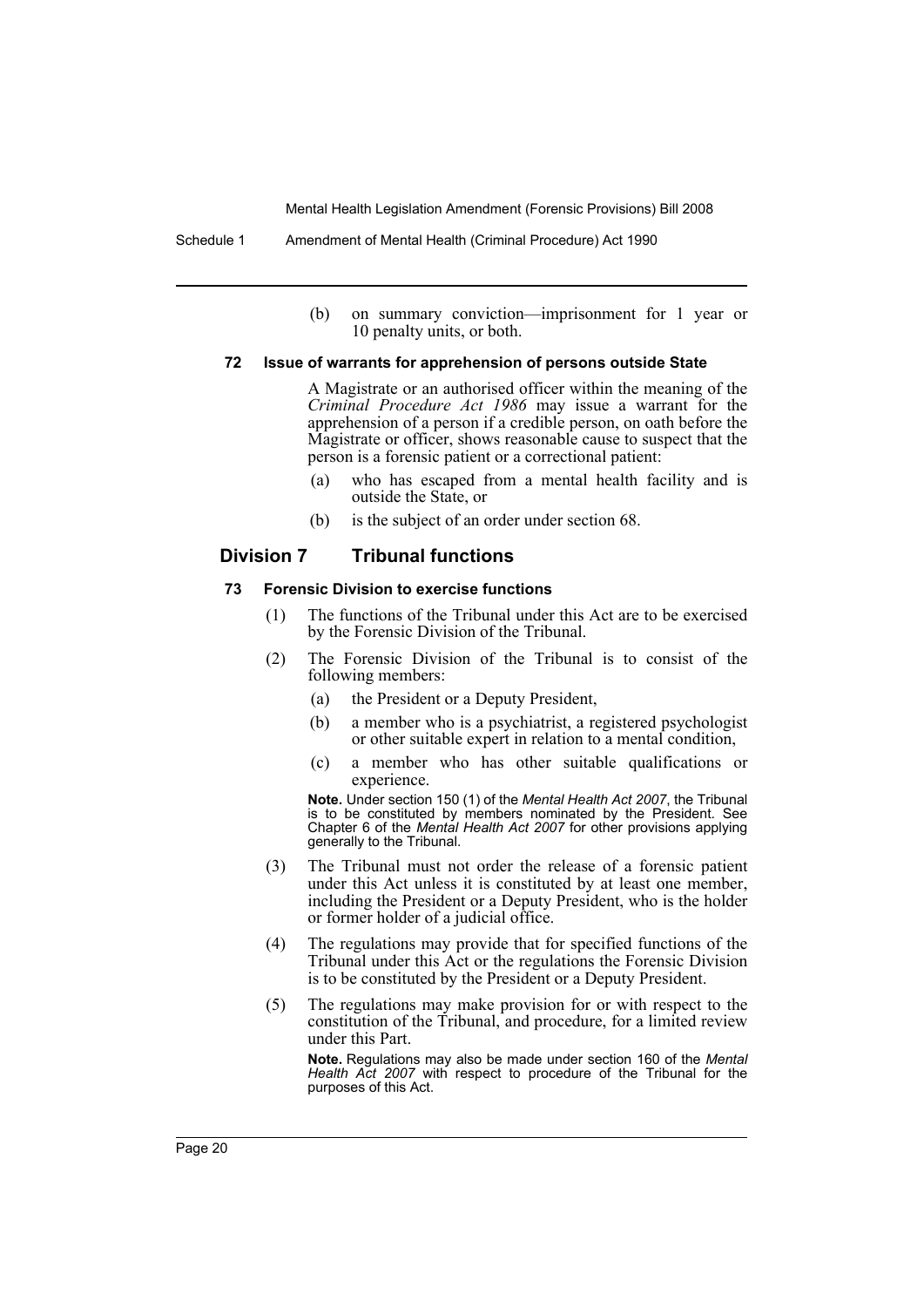(b) on summary conviction—imprisonment for 1 year or 10 penalty units, or both.

#### 72 Issue of warrants for apprehension of persons outside State

A Magistrate or an authorised officer within the meaning of the *Criminal Procedure Act 1986* may issue a warrant for the apprehension of a person if a credible person, on oath before the Magistrate or officer, shows reasonable cause to suspect that the person is a forensic patient or a correctional patient:

(a) who has escaped from a mental health facility and is outside the State, or

(b) is the subject of an order under section 68.

### Division 7 Tribunal functions

#### 73 Forensic Division to exercise functions

(1) The functions of the Tribunal under this Act are to be exercised by the Forensic Division of the Tribunal.

(2) The Forensic Division of the Tribunal is to consist of the following members:

(a) the President or a Deputy President,

(b) a member who is a psychiatrist, a registered psychologist or other suitable expert in relation to a mental condition,

(c) a member who has other suitable qualifications or experience.

**Note.** Under section 150 (1) of the *Mental Health Act 2007*, the Tribunal is to be constituted by members nominated by the President. See Chapter 6 of the *Mental Health Act 2007* for other provisions applying generally to the Tribunal.

(3) The Tribunal must not order the release of a forensic patient under this Act unless it is constituted by at least one member, including the President or a Deputy President, who is the holder or former holder of a judicial office.

(4) The regulations may provide that for specified functions of the Tribunal under this Act or the regulations the Forensic Division is to be constituted by the President or a Deputy President.

(5) The regulations may make provision for or with respect to the constitution of the Tribunal, and procedure, for a limited review under this Part.

**Note.** Regulations may also be made under section 160 of the *Mental Health Act 2007* with respect to procedure of the Tribunal for the purposes of this Act.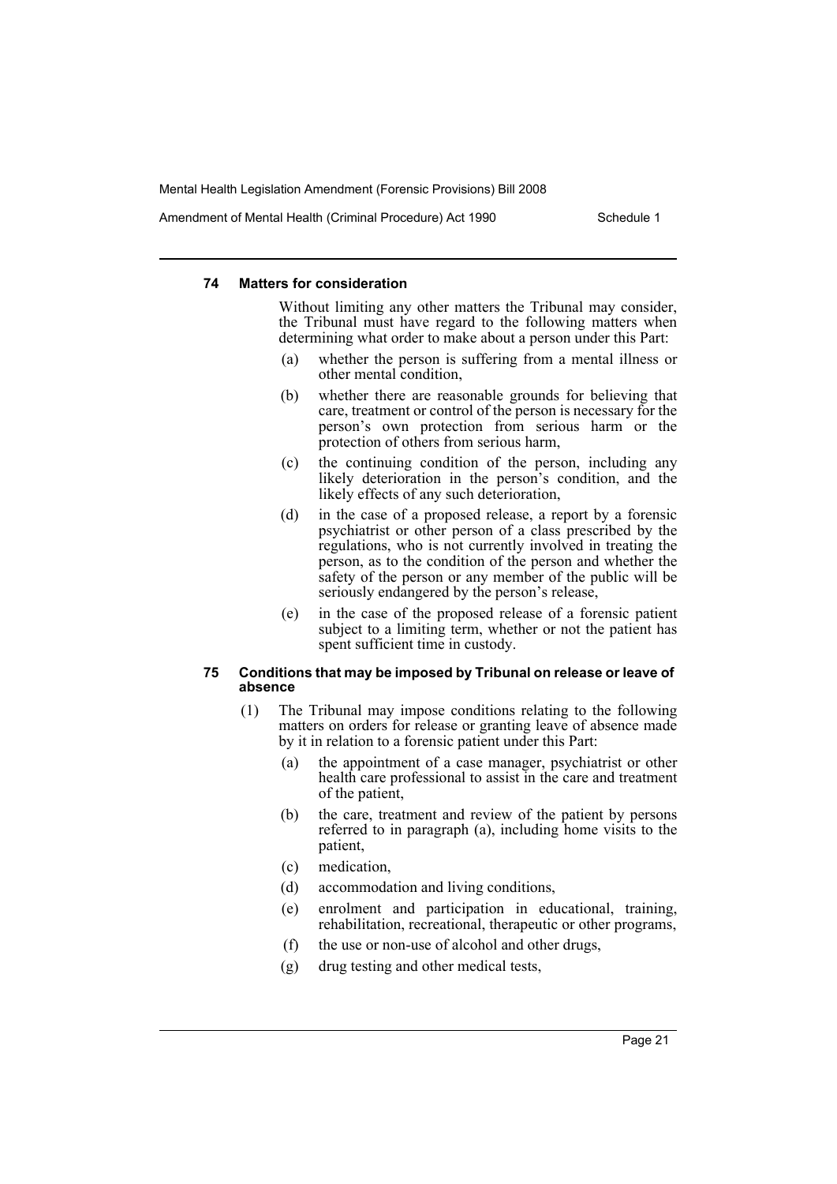#### 74 Matters for consideration

Without limiting any other matters the Tribunal may consider, the Tribunal must have regard to the following matters when determining what order to make about a person under this Part:

- (a) whether the person is suffering from a mental illness or other mental condition,
- (b) whether there are reasonable grounds for believing that care, treatment or control of the person is necessary for the person's own protection from serious harm or the protection of others from serious harm,
- (c) the continuing condition of the person, including any likely deterioration in the person's condition, and the likely effects of any such deterioration,
- (d) in the case of a proposed release, a report by a forensic psychiatrist or other person of a class prescribed by the regulations, who is not currently involved in treating the person, as to the condition of the person and whether the safety of the person or any member of the public will be seriously endangered by the person's release,
- (e) in the case of the proposed release of a forensic patient subject to a limiting term, whether or not the patient has spent sufficient time in custody.

#### 75 Conditions that may be imposed by Tribunal on release or leave of absence

(1) The Tribunal may impose conditions relating to the following matters on orders for release or granting leave of absence made by it in relation to a forensic patient under this Part:

- (a) the appointment of a case manager, psychiatrist or other health care professional to assist in the care and treatment of the patient,
- (b) the care, treatment and review of the patient by persons referred to in paragraph (a), including home visits to the patient,
- (c) medication,
- (d) accommodation and living conditions,
- (e) enrolment and participation in educational, training, rehabilitation, recreational, therapeutic or other programs,
- (f) the use or non-use of alcohol and other drugs,
- (g) drug testing and other medical tests,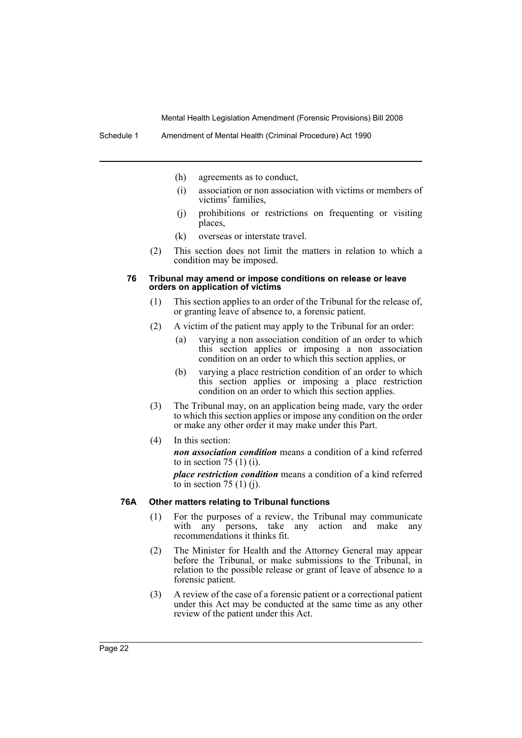(h) agreements as to conduct,

(i) association or non association with victims or members of victims' families,

(j) prohibitions or restrictions on frequenting or visiting places,

(k) overseas or interstate travel.

(2) This section does not limit the matters in relation to which a condition may be imposed.

#### 76 Tribunal may amend or impose conditions on release or leave orders on application of victims

(1) This section applies to an order of the Tribunal for the release of, or granting leave of absence to, a forensic patient.

(2) A victim of the patient may apply to the Tribunal for an order:

(a) varying a non association condition of an order to which this section applies or imposing a non association condition on an order to which this section applies, or

(b) varying a place restriction condition of an order to which this section applies or impose a place restriction condition on an order to which this section applies.

(3) The Tribunal may, on an application being made, vary the order to which this section applies or impose any condition on the order or make any other order it may make under this Part.

(4) In this section:

***non association condition*** means a condition of a kind referred to in section 75 (1) (i).

***place restriction condition*** means a condition of a kind referred to in section 75 (1) (j).

#### 76A Other matters relating to Tribunal functions

(1) For the purposes of a review, the Tribunal may communicate with any persons, take any action and make any recommendations it thinks fit.

(2) The Minister for Health and the Attorney General may appear before the Tribunal, or make submissions to the Tribunal, in relation to the possible release or grant of leave of absence to a forensic patient.

(3) A review of the case of a forensic patient or a correctional patient under this Act may be conducted at the same time as any other review of the patient under this Act.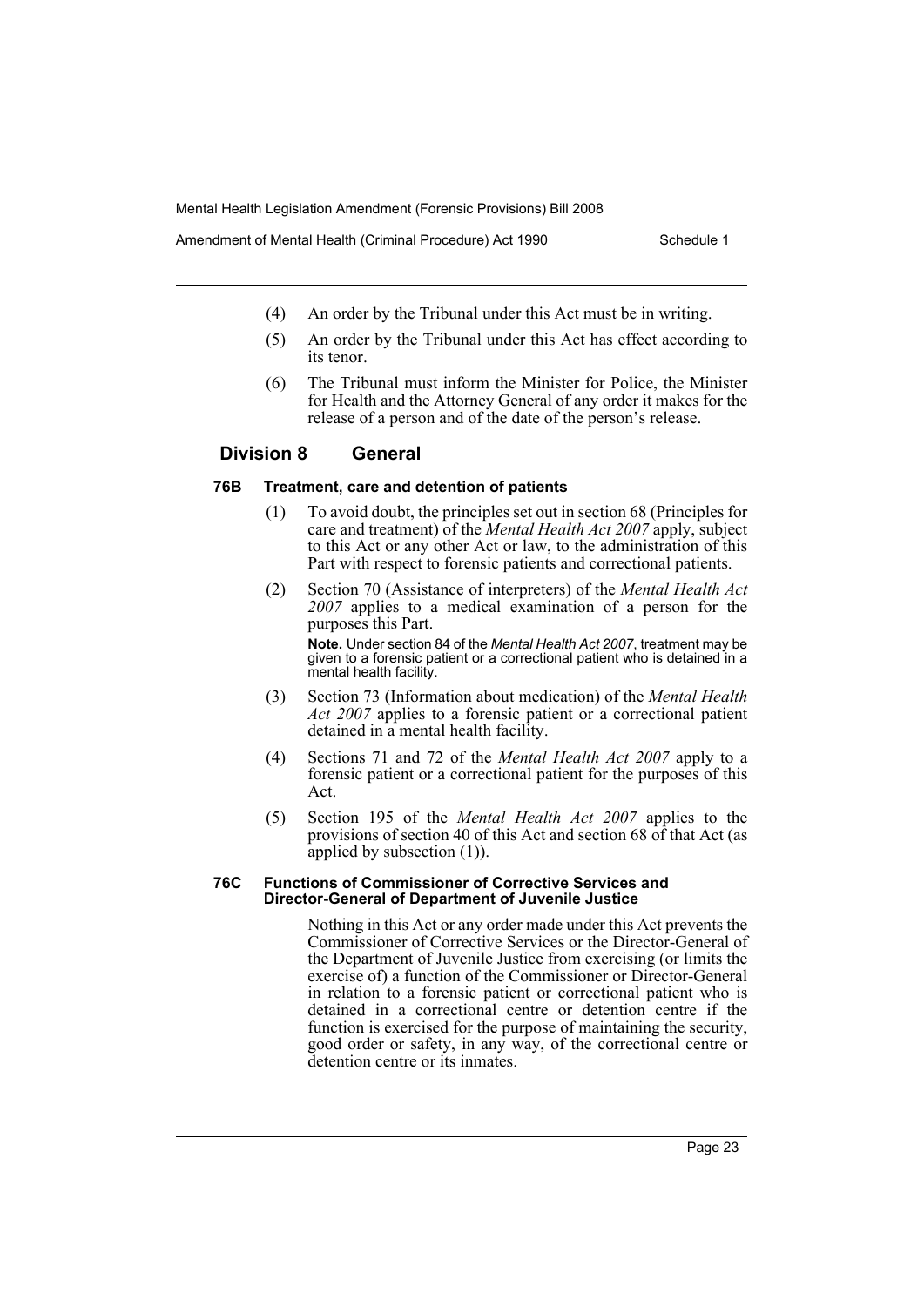(4) An order by the Tribunal under this Act must be in writing.

(5) An order by the Tribunal under this Act has effect according to its tenor.

(6) The Tribunal must inform the Minister for Police, the Minister for Health and the Attorney General of any order it makes for the release of a person and of the date of the person's release.

## Division 8 General

### 76B Treatment, care and detention of patients

(1) To avoid doubt, the principles set out in section 68 (Principles for care and treatment) of the *Mental Health Act 2007* apply, subject to this Act or any other Act or law, to the administration of this Part with respect to forensic patients and correctional patients.

(2) Section 70 (Assistance of interpreters) of the *Mental Health Act 2007* applies to a medical examination of a person for the purposes this Part.

**Note.** Under section 84 of the *Mental Health Act 2007*, treatment may be given to a forensic patient or a correctional patient who is detained in a mental health facility.

(3) Section 73 (Information about medication) of the *Mental Health Act 2007* applies to a forensic patient or a correctional patient detained in a mental health facility.

(4) Sections 71 and 72 of the *Mental Health Act 2007* apply to a forensic patient or a correctional patient for the purposes of this Act.

(5) Section 195 of the *Mental Health Act 2007* applies to the provisions of section 40 of this Act and section 68 of that Act (as applied by subsection (1)).

### 76C Functions of Commissioner of Corrective Services and Director-General of Department of Juvenile Justice

Nothing in this Act or any order made under this Act prevents the Commissioner of Corrective Services or the Director-General of the Department of Juvenile Justice from exercising (or limits the exercise of) a function of the Commissioner or Director-General in relation to a forensic patient or correctional patient who is detained in a correctional centre or detention centre if the function is exercised for the purpose of maintaining the security, good order or safety, in any way, of the correctional centre or detention centre or its inmates.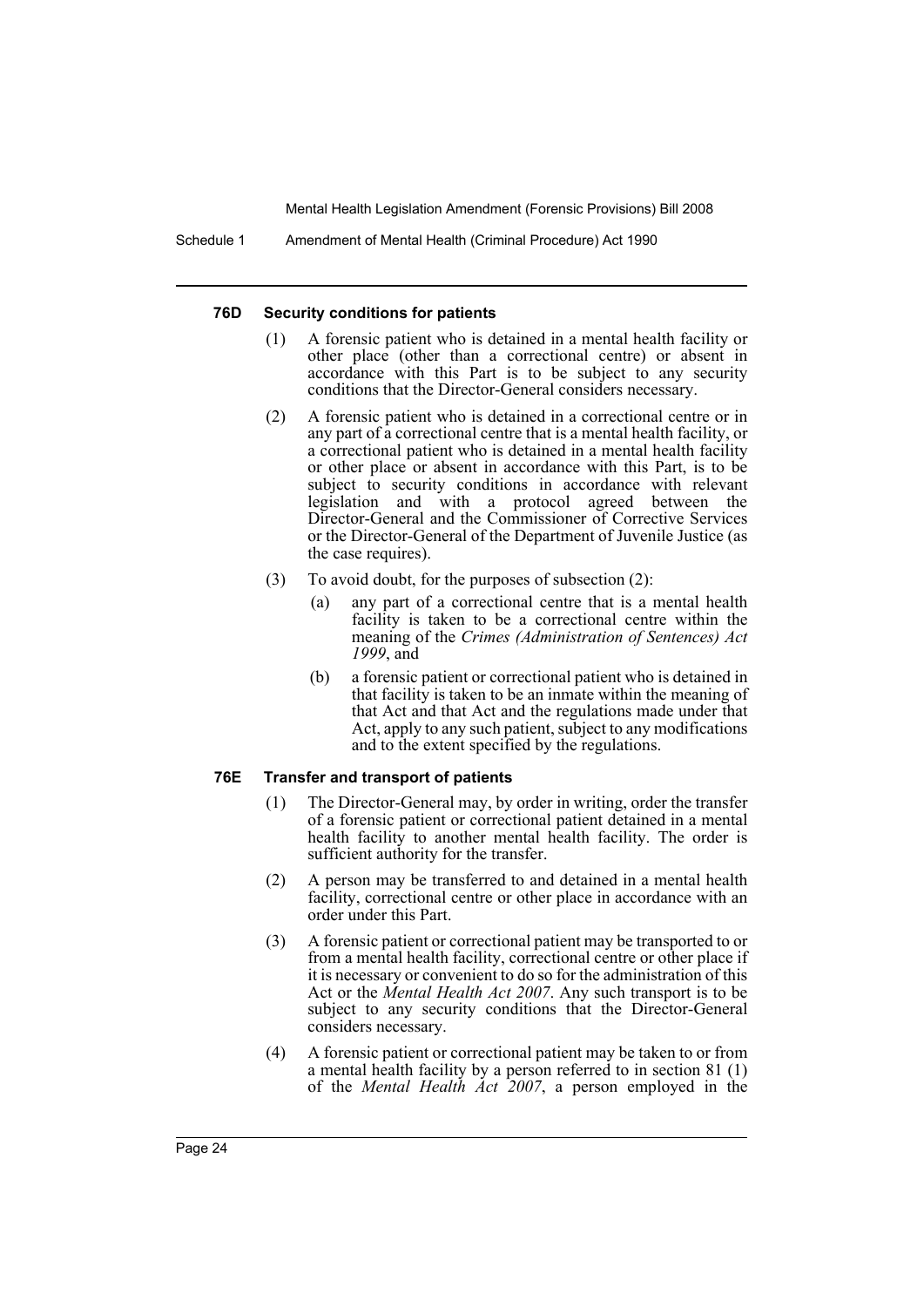#### 76D Security conditions for patients

(1) A forensic patient who is detained in a mental health facility or other place (other than a correctional centre) or absent in accordance with this Part is to be subject to any security conditions that the Director-General considers necessary.

(2) A forensic patient who is detained in a correctional centre or in any part of a correctional centre that is a mental health facility, or a correctional patient who is detained in a mental health facility or other place or absent in accordance with this Part, is to be subject to security conditions in accordance with relevant legislation and with a protocol agreed between the Director-General and the Commissioner of Corrective Services or the Director-General of the Department of Juvenile Justice (as the case requires).

(3) To avoid doubt, for the purposes of subsection (2):

- (a) any part of a correctional centre that is a mental health facility is taken to be a correctional centre within the meaning of the *Crimes (Administration of Sentences) Act 1999*, and
- (b) a forensic patient or correctional patient who is detained in that facility is taken to be an inmate within the meaning of that Act and that Act and the regulations made under that Act, apply to any such patient, subject to any modifications and to the extent specified by the regulations.

#### 76E Transfer and transport of patients

(1) The Director-General may, by order in writing, order the transfer of a forensic patient or correctional patient detained in a mental health facility to another mental health facility. The order is sufficient authority for the transfer.

(2) A person may be transferred to and detained in a mental health facility, correctional centre or other place in accordance with an order under this Part.

(3) A forensic patient or correctional patient may be transported to or from a mental health facility, correctional centre or other place if it is necessary or convenient to do so for the administration of this Act or the *Mental Health Act 2007*. Any such transport is to be subject to any security conditions that the Director-General considers necessary.

(4) A forensic patient or correctional patient may be taken to or from a mental health facility by a person referred to in section 81 (1) of the *Mental Health Act 2007*, a person employed in the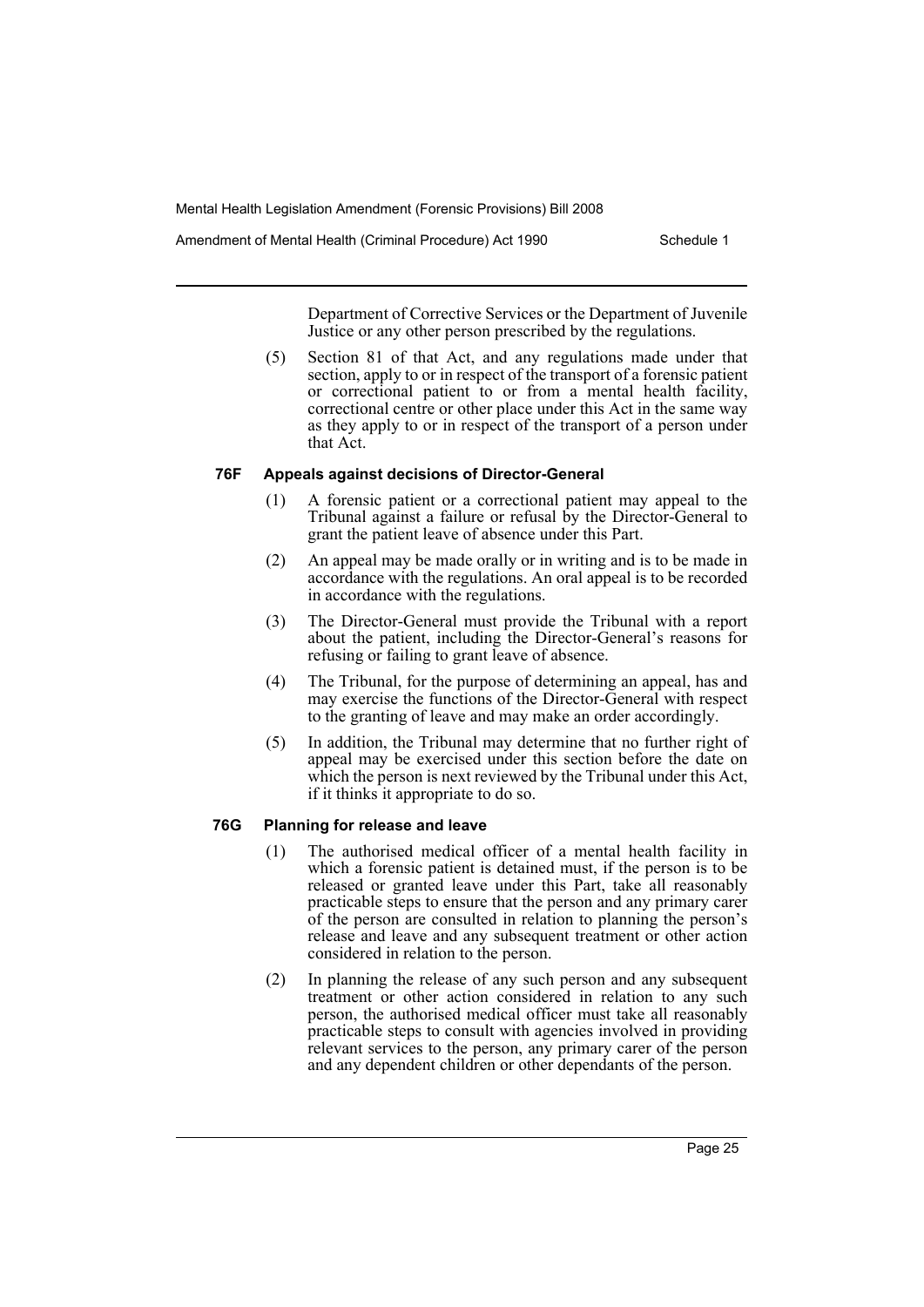Department of Corrective Services or the Department of Juvenile Justice or any other person prescribed by the regulations.

(5) Section 81 of that Act, and any regulations made under that section, apply to or in respect of the transport of a forensic patient or correctional patient to or from a mental health facility, correctional centre or other place under this Act in the same way as they apply to or in respect of the transport of a person under that Act.

#### 76F Appeals against decisions of Director-General

(1) A forensic patient or a correctional patient may appeal to the Tribunal against a failure or refusal by the Director-General to grant the patient leave of absence under this Part.

(2) An appeal may be made orally or in writing and is to be made in accordance with the regulations. An oral appeal is to be recorded in accordance with the regulations.

(3) The Director-General must provide the Tribunal with a report about the patient, including the Director-General's reasons for refusing or failing to grant leave of absence.

(4) The Tribunal, for the purpose of determining an appeal, has and may exercise the functions of the Director-General with respect to the granting of leave and may make an order accordingly.

(5) In addition, the Tribunal may determine that no further right of appeal may be exercised under this section before the date on which the person is next reviewed by the Tribunal under this Act, if it thinks it appropriate to do so.

#### 76G Planning for release and leave

(1) The authorised medical officer of a mental health facility in which a forensic patient is detained must, if the person is to be released or granted leave under this Part, take all reasonably practicable steps to ensure that the person and any primary carer of the person are consulted in relation to planning the person's release and leave and any subsequent treatment or other action considered in relation to the person.

(2) In planning the release of any such person and any subsequent treatment or other action considered in relation to any such person, the authorised medical officer must take all reasonably practicable steps to consult with agencies involved in providing relevant services to the person, any primary carer of the person and any dependent children or other dependants of the person.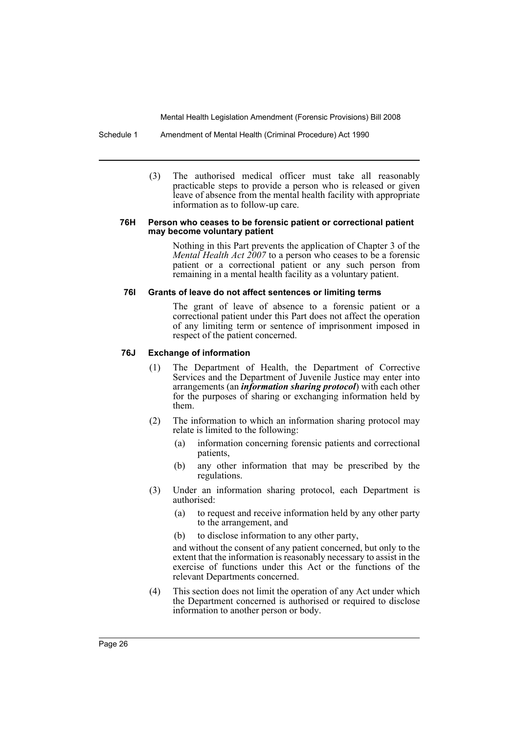(3) The authorised medical officer must take all reasonably practicable steps to provide a person who is released or given leave of absence from the mental health facility with appropriate information as to follow-up care.

#### 76H Person who ceases to be forensic patient or correctional patient may become voluntary patient

Nothing in this Part prevents the application of Chapter 3 of the *Mental Health Act 2007* to a person who ceases to be a forensic patient or a correctional patient or any such person from remaining in a mental health facility as a voluntary patient.

#### 76I Grants of leave do not affect sentences or limiting terms

The grant of leave of absence to a forensic patient or a correctional patient under this Part does not affect the operation of any limiting term or sentence of imprisonment imposed in respect of the patient concerned.

#### 76J Exchange of information

(1) The Department of Health, the Department of Corrective Services and the Department of Juvenile Justice may enter into arrangements (an ***information sharing protocol***) with each other for the purposes of sharing or exchanging information held by them.

(2) The information to which an information sharing protocol may relate is limited to the following:

- (a) information concerning forensic patients and correctional patients,
- (b) any other information that may be prescribed by the regulations.

(3) Under an information sharing protocol, each Department is authorised:

- (a) to request and receive information held by any other party to the arrangement, and
- (b) to disclose information to any other party,

and without the consent of any patient concerned, but only to the extent that the information is reasonably necessary to assist in the exercise of functions under this Act or the functions of the relevant Departments concerned.

(4) This section does not limit the operation of any Act under which the Department concerned is authorised or required to disclose information to another person or body.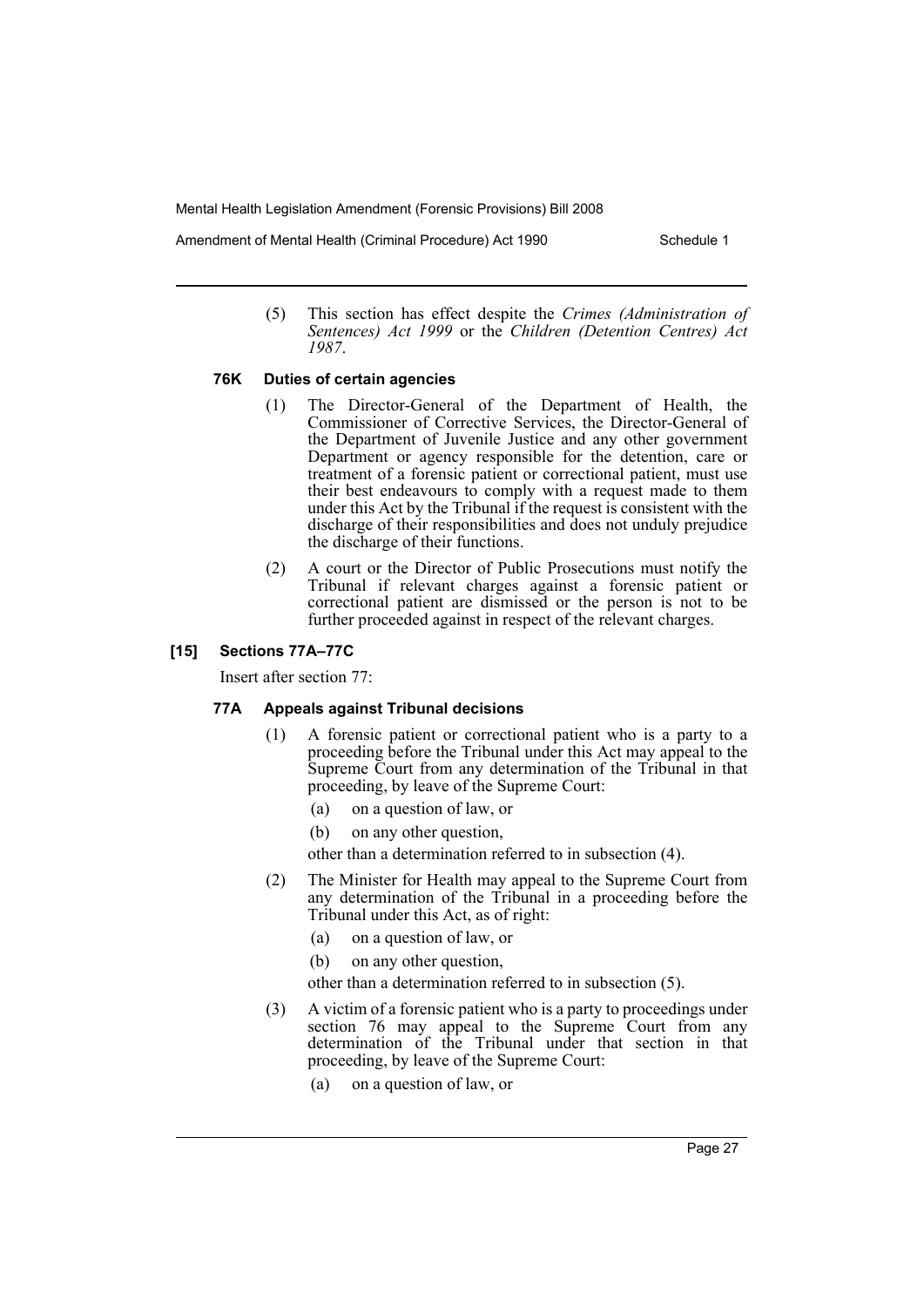(5) This section has effect despite the *Crimes (Administration of Sentences) Act 1999* or the *Children (Detention Centres) Act 1987*.

#### 76K Duties of certain agencies

(1) The Director-General of the Department of Health, the Commissioner of Corrective Services, the Director-General of the Department of Juvenile Justice and any other government Department or agency responsible for the detention, care or treatment of a forensic patient or correctional patient, must use their best endeavours to comply with a request made to them under this Act by the Tribunal if the request is consistent with the discharge of their responsibilities and does not unduly prejudice the discharge of their functions.

(2) A court or the Director of Public Prosecutions must notify the Tribunal if relevant charges against a forensic patient or correctional patient are dismissed or the person is not to be further proceeded against in respect of the relevant charges.

### [15] Sections 77A–77C

Insert after section 77:

#### 77A Appeals against Tribunal decisions

(1) A forensic patient or correctional patient who is a party to a proceeding before the Tribunal under this Act may appeal to the Supreme Court from any determination of the Tribunal in that proceeding, by leave of the Supreme Court:

- (a) on a question of law, or
- (b) on any other question,

other than a determination referred to in subsection (4).

(2) The Minister for Health may appeal to the Supreme Court from any determination of the Tribunal in a proceeding before the Tribunal under this Act, as of right:

- (a) on a question of law, or
- (b) on any other question,

other than a determination referred to in subsection (5).

(3) A victim of a forensic patient who is a party to proceedings under section 76 may appeal to the Supreme Court from any determination of the Tribunal under that section in that proceeding, by leave of the Supreme Court:

- (a) on a question of law, or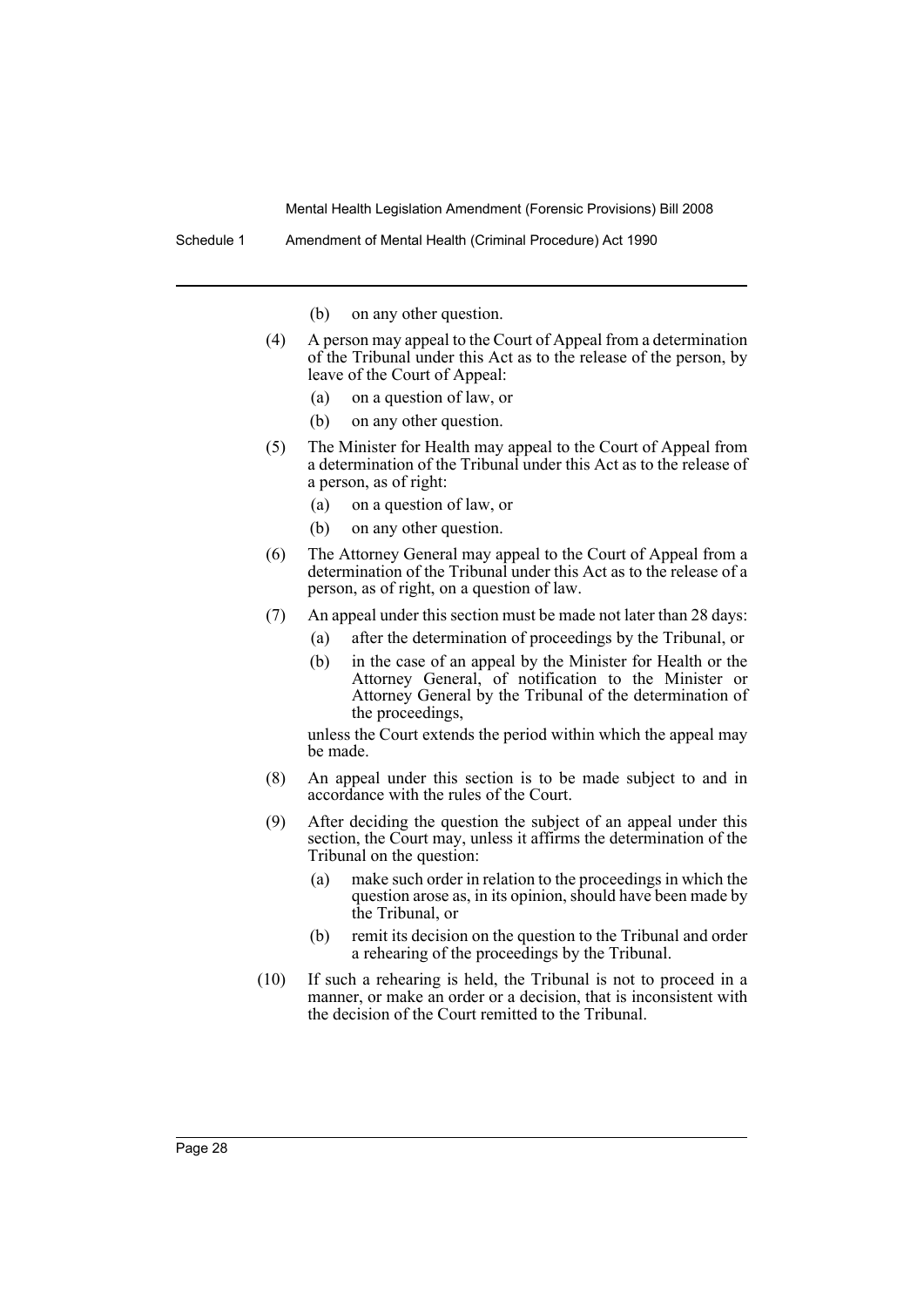(b) on any other question.

(4) A person may appeal to the Court of Appeal from a determination of the Tribunal under this Act as to the release of the person, by leave of the Court of Appeal:

   (a) on a question of law, or

   (b) on any other question.

(5) The Minister for Health may appeal to the Court of Appeal from a determination of the Tribunal under this Act as to the release of a person, as of right:

   (a) on a question of law, or

   (b) on any other question.

(6) The Attorney General may appeal to the Court of Appeal from a determination of the Tribunal under this Act as to the release of a person, as of right, on a question of law.

(7) An appeal under this section must be made not later than 28 days:

   (a) after the determination of proceedings by the Tribunal, or

   (b) in the case of an appeal by the Minister for Health or the Attorney General, of notification to the Minister or Attorney General by the Tribunal of the determination of the proceedings,

   unless the Court extends the period within which the appeal may be made.

(8) An appeal under this section is to be made subject to and in accordance with the rules of the Court.

(9) After deciding the question the subject of an appeal under this section, the Court may, unless it affirms the determination of the Tribunal on the question:

   (a) make such order in relation to the proceedings in which the question arose as, in its opinion, should have been made by the Tribunal, or

   (b) remit its decision on the question to the Tribunal and order a rehearing of the proceedings by the Tribunal.

(10) If such a rehearing is held, the Tribunal is not to proceed in a manner, or make an order or a decision, that is inconsistent with the decision of the Court remitted to the Tribunal.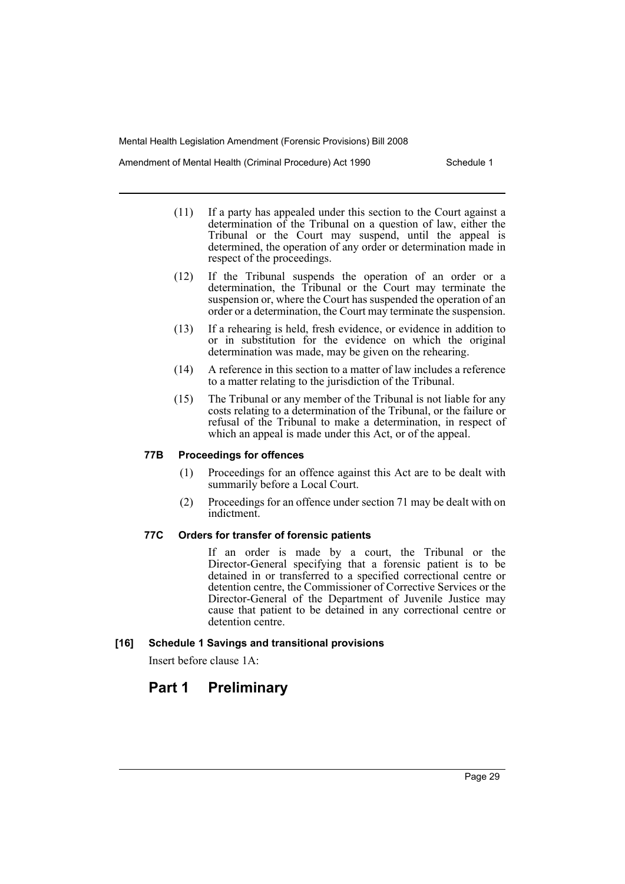(11) If a party has appealed under this section to the Court against a determination of the Tribunal on a question of law, either the Tribunal or the Court may suspend, until the appeal is determined, the operation of any order or determination made in respect of the proceedings.

(12) If the Tribunal suspends the operation of an order or a determination, the Tribunal or the Court may terminate the suspension or, where the Court has suspended the operation of an order or a determination, the Court may terminate the suspension.

(13) If a rehearing is held, fresh evidence, or evidence in addition to or in substitution for the evidence on which the original determination was made, may be given on the rehearing.

(14) A reference in this section to a matter of law includes a reference to a matter relating to the jurisdiction of the Tribunal.

(15) The Tribunal or any member of the Tribunal is not liable for any costs relating to a determination of the Tribunal, or the failure or refusal of the Tribunal to make a determination, in respect of which an appeal is made under this Act, or of the appeal.

#### 77B Proceedings for offences

(1) Proceedings for an offence against this Act are to be dealt with summarily before a Local Court.

(2) Proceedings for an offence under section 71 may be dealt with on indictment.

#### 77C Orders for transfer of forensic patients

If an order is made by a court, the Tribunal or the Director-General specifying that a forensic patient is to be detained in or transferred to a specified correctional centre or detention centre, the Commissioner of Corrective Services or the Director-General of the Department of Juvenile Justice may cause that patient to be detained in any correctional centre or detention centre.

#### [16] Schedule 1 Savings and transitional provisions

Insert before clause 1A:

## Part 1 Preliminary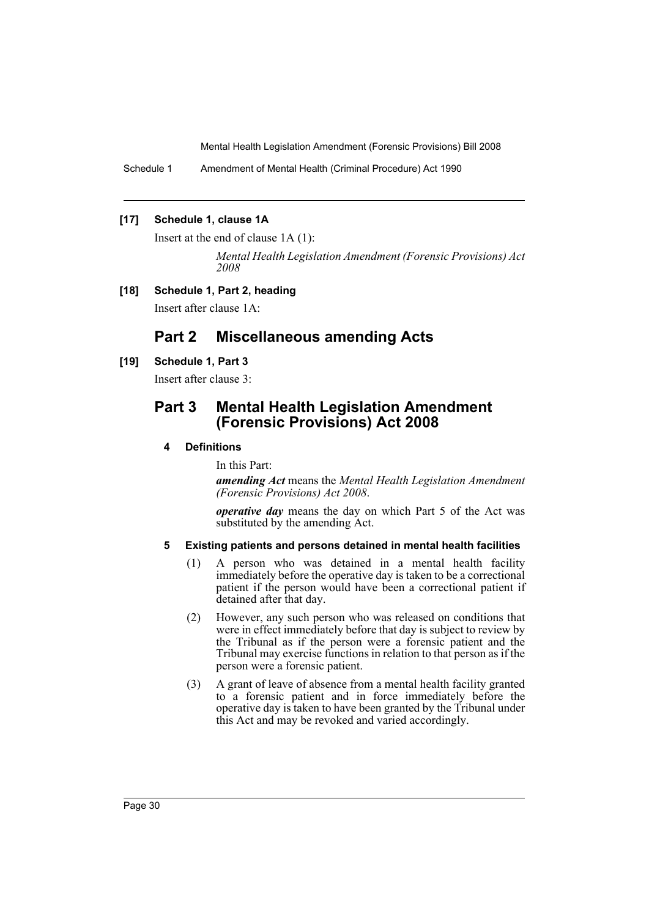**[17] Schedule 1, clause 1A**

Insert at the end of clause 1A (1):

*Mental Health Legislation Amendment (Forensic Provisions) Act 2008*

**[18] Schedule 1, Part 2, heading**

Insert after clause 1A:

## Part 2 Miscellaneous amending Acts

**[19] Schedule 1, Part 3**

Insert after clause 3:

## Part 3 Mental Health Legislation Amendment (Forensic Provisions) Act 2008

### 4 Definitions

In this Part:

***amending Act*** means the *Mental Health Legislation Amendment (Forensic Provisions) Act 2008*.

***operative day*** means the day on which Part 5 of the Act was substituted by the amending Act.

### 5 Existing patients and persons detained in mental health facilities

(1) A person who was detained in a mental health facility immediately before the operative day is taken to be a correctional patient if the person would have been a correctional patient if detained after that day.

(2) However, any such person who was released on conditions that were in effect immediately before that day is subject to review by the Tribunal as if the person were a forensic patient and the Tribunal may exercise functions in relation to that person as if the person were a forensic patient.

(3) A grant of leave of absence from a mental health facility granted to a forensic patient and in force immediately before the operative day is taken to have been granted by the Tribunal under this Act and may be revoked and varied accordingly.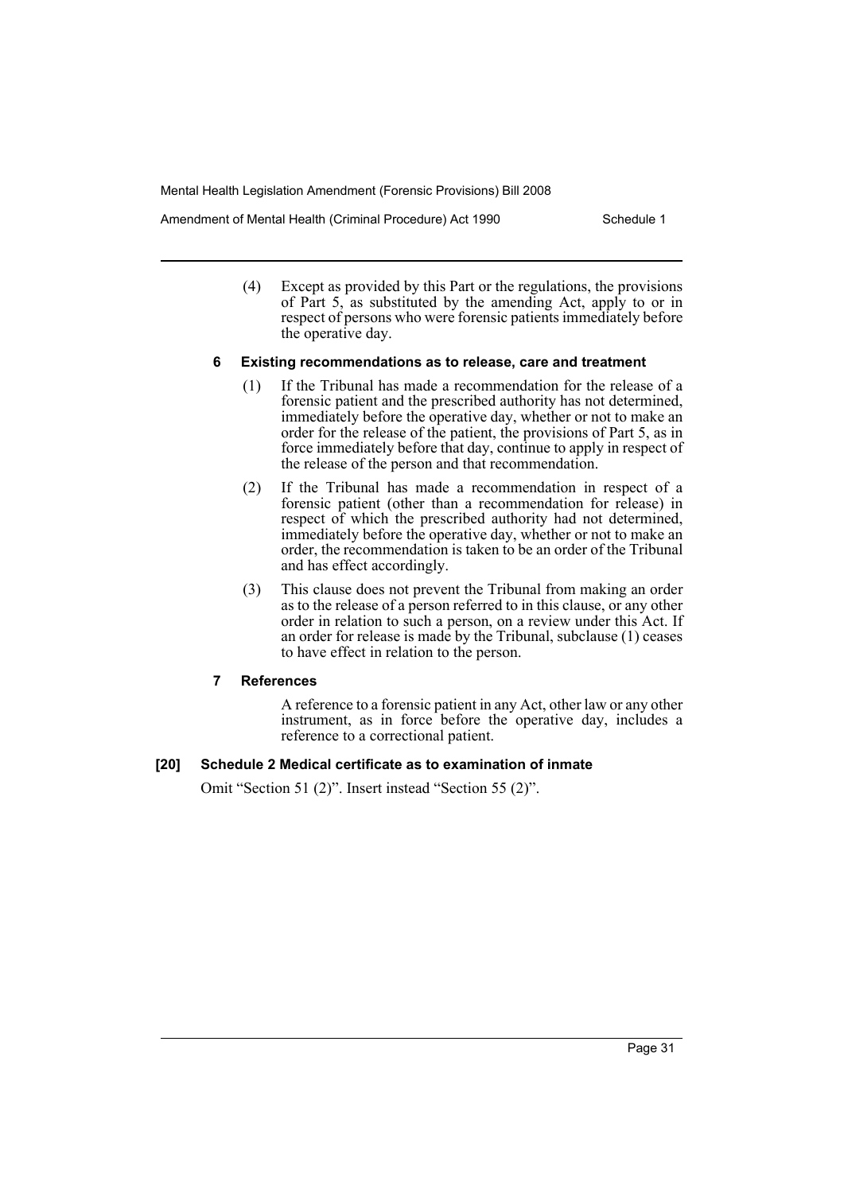(4) Except as provided by this Part or the regulations, the provisions of Part 5, as substituted by the amending Act, apply to or in respect of persons who were forensic patients immediately before the operative day.

#### 6 Existing recommendations as to release, care and treatment

(1) If the Tribunal has made a recommendation for the release of a forensic patient and the prescribed authority has not determined, immediately before the operative day, whether or not to make an order for the release of the patient, the provisions of Part 5, as in force immediately before that day, continue to apply in respect of the release of the person and that recommendation.

(2) If the Tribunal has made a recommendation in respect of a forensic patient (other than a recommendation for release) in respect of which the prescribed authority had not determined, immediately before the operative day, whether or not to make an order, the recommendation is taken to be an order of the Tribunal and has effect accordingly.

(3) This clause does not prevent the Tribunal from making an order as to the release of a person referred to in this clause, or any other order in relation to such a person, on a review under this Act. If an order for release is made by the Tribunal, subclause (1) ceases to have effect in relation to the person.

#### 7 References

A reference to a forensic patient in any Act, other law or any other instrument, as in force before the operative day, includes a reference to a correctional patient.

### [20] Schedule 2 Medical certificate as to examination of inmate

Omit "Section 51 (2)". Insert instead "Section 55 (2)".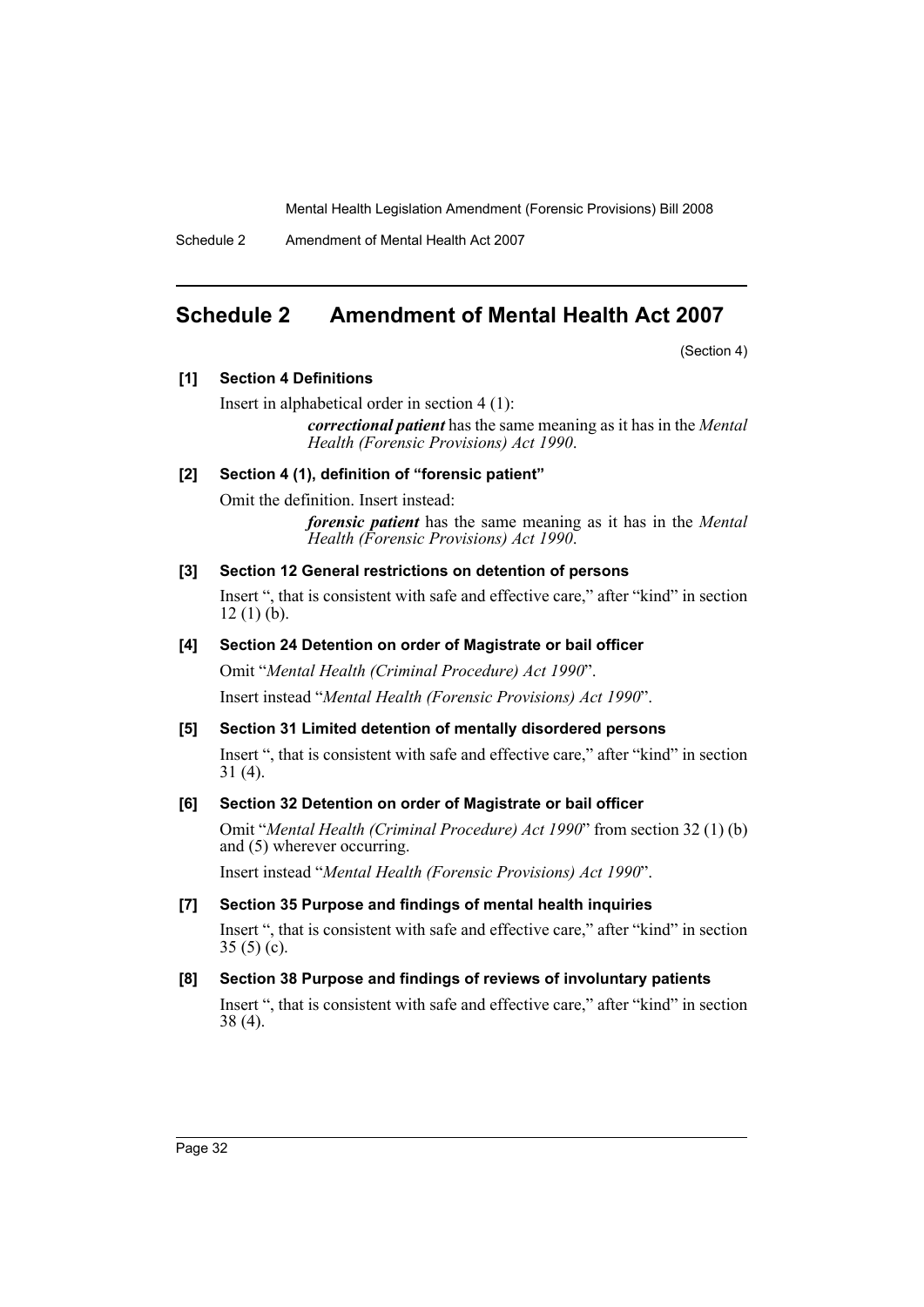# Schedule 2 Amendment of Mental Health Act 2007

(Section 4)

### [1] Section 4 Definitions

Insert in alphabetical order in section 4 (1):

> ***correctional patient*** has the same meaning as it has in the *Mental Health (Forensic Provisions) Act 1990*.

### [2] Section 4 (1), definition of "forensic patient"

Omit the definition. Insert instead:

> ***forensic patient*** has the same meaning as it has in the *Mental Health (Forensic Provisions) Act 1990*.

### [3] Section 12 General restrictions on detention of persons

Insert ", that is consistent with safe and effective care," after "kind" in section 12 (1) (b).

### [4] Section 24 Detention on order of Magistrate or bail officer

Omit "*Mental Health (Criminal Procedure) Act 1990*".

Insert instead "*Mental Health (Forensic Provisions) Act 1990*".

### [5] Section 31 Limited detention of mentally disordered persons

Insert ", that is consistent with safe and effective care," after "kind" in section 31 (4).

### [6] Section 32 Detention on order of Magistrate or bail officer

Omit "*Mental Health (Criminal Procedure) Act 1990*" from section 32 (1) (b) and (5) wherever occurring.

Insert instead "*Mental Health (Forensic Provisions) Act 1990*".

### [7] Section 35 Purpose and findings of mental health inquiries

Insert ", that is consistent with safe and effective care," after "kind" in section 35 (5) (c).

### [8] Section 38 Purpose and findings of reviews of involuntary patients

Insert ", that is consistent with safe and effective care," after "kind" in section 38 (4).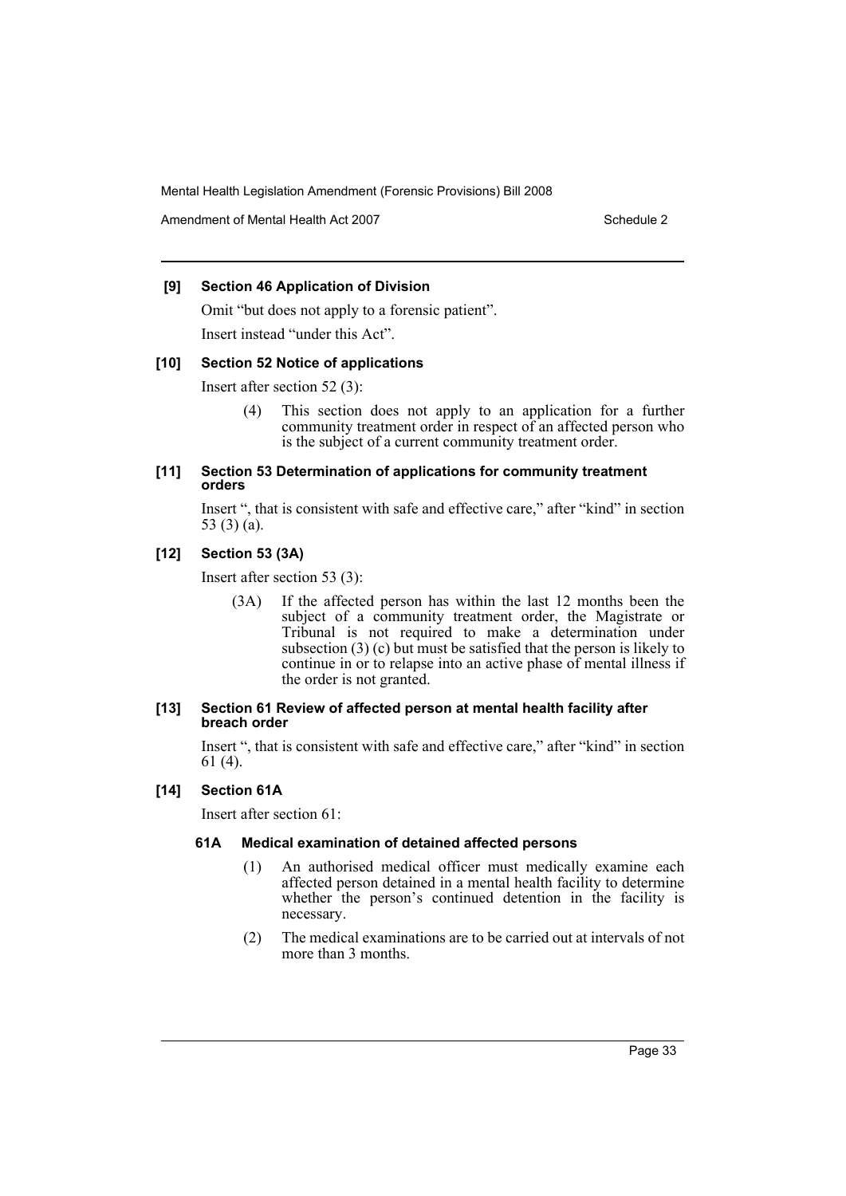### [9] Section 46 Application of Division

Omit "but does not apply to a forensic patient".

Insert instead "under this Act".

### [10] Section 52 Notice of applications

Insert after section 52 (3):

> (4) This section does not apply to an application for a further community treatment order in respect of an affected person who is the subject of a current community treatment order.

### [11] Section 53 Determination of applications for community treatment orders

Insert ", that is consistent with safe and effective care," after "kind" in section 53 (3) (a).

### [12] Section 53 (3A)

Insert after section 53 (3):

> (3A) If the affected person has within the last 12 months been the subject of a community treatment order, the Magistrate or Tribunal is not required to make a determination under subsection (3) (c) but must be satisfied that the person is likely to continue in or to relapse into an active phase of mental illness if the order is not granted.

### [13] Section 61 Review of affected person at mental health facility after breach order

Insert ", that is consistent with safe and effective care," after "kind" in section 61 (4).

### [14] Section 61A

Insert after section 61:

#### 61A Medical examination of detained affected persons

> (1) An authorised medical officer must medically examine each affected person detained in a mental health facility to determine whether the person's continued detention in the facility is necessary.
>
> (2) The medical examinations are to be carried out at intervals of not more than 3 months.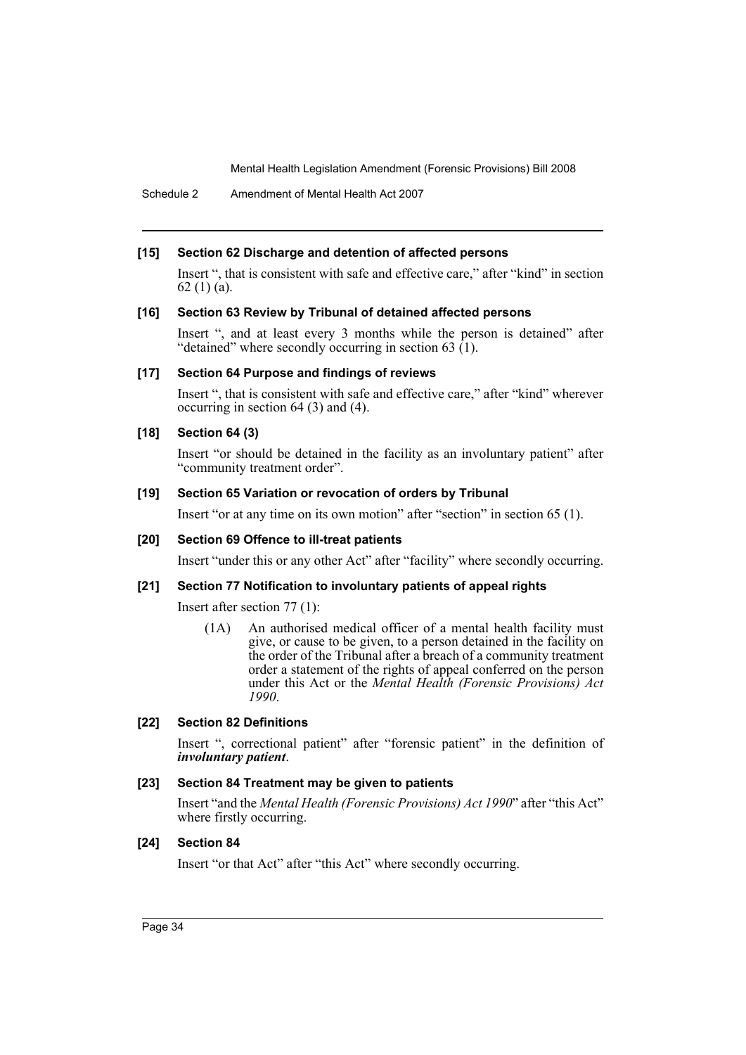#### [15] Section 62 Discharge and detention of affected persons

Insert ", that is consistent with safe and effective care," after "kind" in section 62 (1) (a).

#### [16] Section 63 Review by Tribunal of detained affected persons

Insert ", and at least every 3 months while the person is detained" after "detained" where secondly occurring in section 63 (1).

#### [17] Section 64 Purpose and findings of reviews

Insert ", that is consistent with safe and effective care," after "kind" wherever occurring in section 64 (3) and (4).

#### [18] Section 64 (3)

Insert "or should be detained in the facility as an involuntary patient" after "community treatment order".

#### [19] Section 65 Variation or revocation of orders by Tribunal

Insert "or at any time on its own motion" after "section" in section 65 (1).

#### [20] Section 69 Offence to ill-treat patients

Insert "under this or any other Act" after "facility" where secondly occurring.

#### [21] Section 77 Notification to involuntary patients of appeal rights

Insert after section 77 (1):

> (1A) An authorised medical officer of a mental health facility must give, or cause to be given, to a person detained in the facility on the order of the Tribunal after a breach of a community treatment order a statement of the rights of appeal conferred on the person under this Act or the *Mental Health (Forensic Provisions) Act 1990*.

#### [22] Section 82 Definitions

Insert ", correctional patient" after "forensic patient" in the definition of ***involuntary patient***.

#### [23] Section 84 Treatment may be given to patients

Insert "and the *Mental Health (Forensic Provisions) Act 1990*" after "this Act" where firstly occurring.

#### [24] Section 84

Insert "or that Act" after "this Act" where secondly occurring.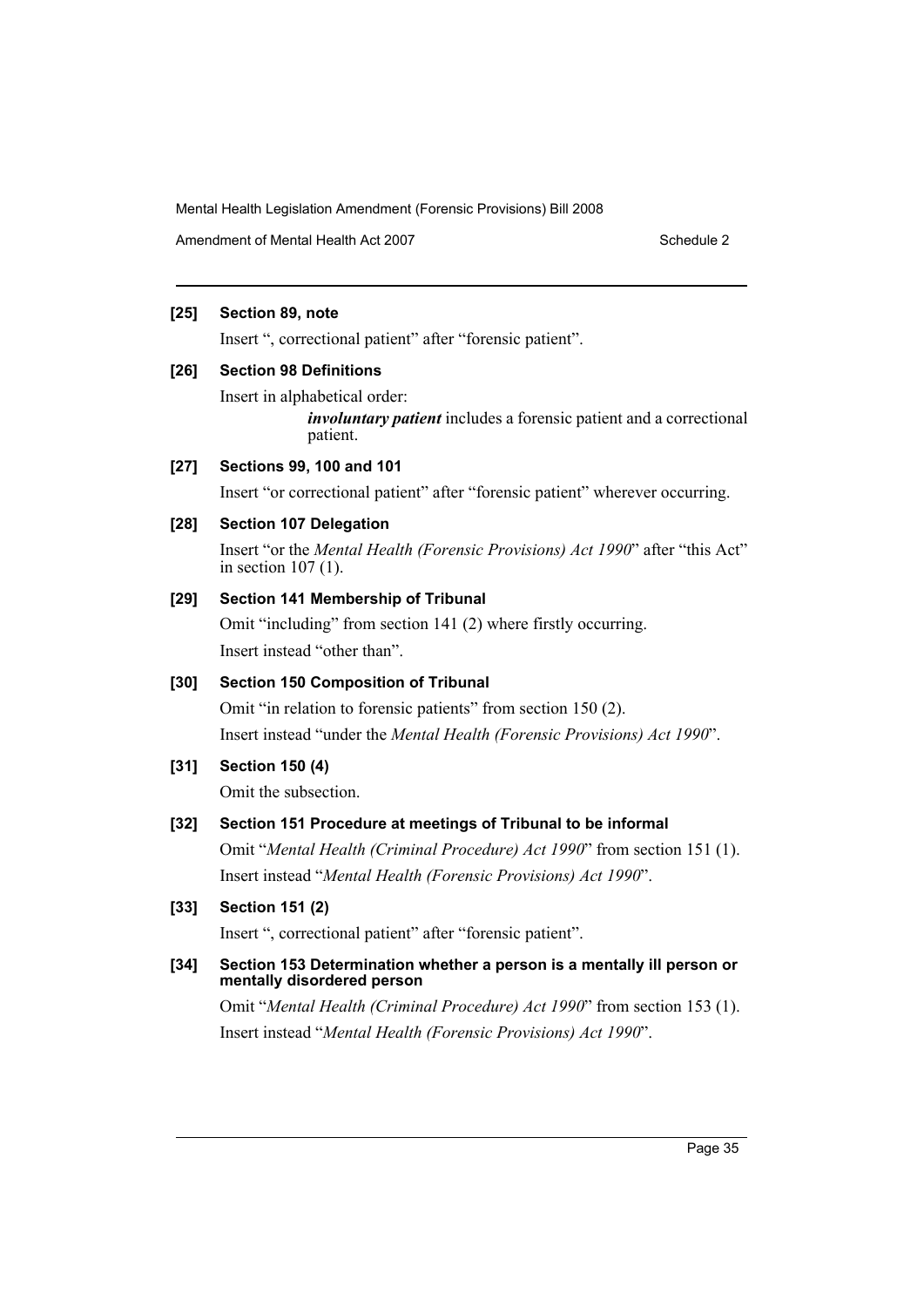**[25] Section 89, note**

Insert ", correctional patient" after "forensic patient".

**[26] Section 98 Definitions**

Insert in alphabetical order:

> ***involuntary patient*** includes a forensic patient and a correctional patient.

**[27] Sections 99, 100 and 101**

Insert "or correctional patient" after "forensic patient" wherever occurring.

**[28] Section 107 Delegation**

Insert "or the *Mental Health (Forensic Provisions) Act 1990*" after "this Act" in section 107 (1).

**[29] Section 141 Membership of Tribunal**

Omit "including" from section 141 (2) where firstly occurring.

Insert instead "other than".

**[30] Section 150 Composition of Tribunal**

Omit "in relation to forensic patients" from section 150 (2).

Insert instead "under the *Mental Health (Forensic Provisions) Act 1990*".

**[31] Section 150 (4)**

Omit the subsection.

**[32] Section 151 Procedure at meetings of Tribunal to be informal**

Omit "*Mental Health (Criminal Procedure) Act 1990*" from section 151 (1).

Insert instead "*Mental Health (Forensic Provisions) Act 1990*".

**[33] Section 151 (2)**

Insert ", correctional patient" after "forensic patient".

**[34] Section 153 Determination whether a person is a mentally ill person or mentally disordered person**

Omit "*Mental Health (Criminal Procedure) Act 1990*" from section 153 (1).

Insert instead "*Mental Health (Forensic Provisions) Act 1990*".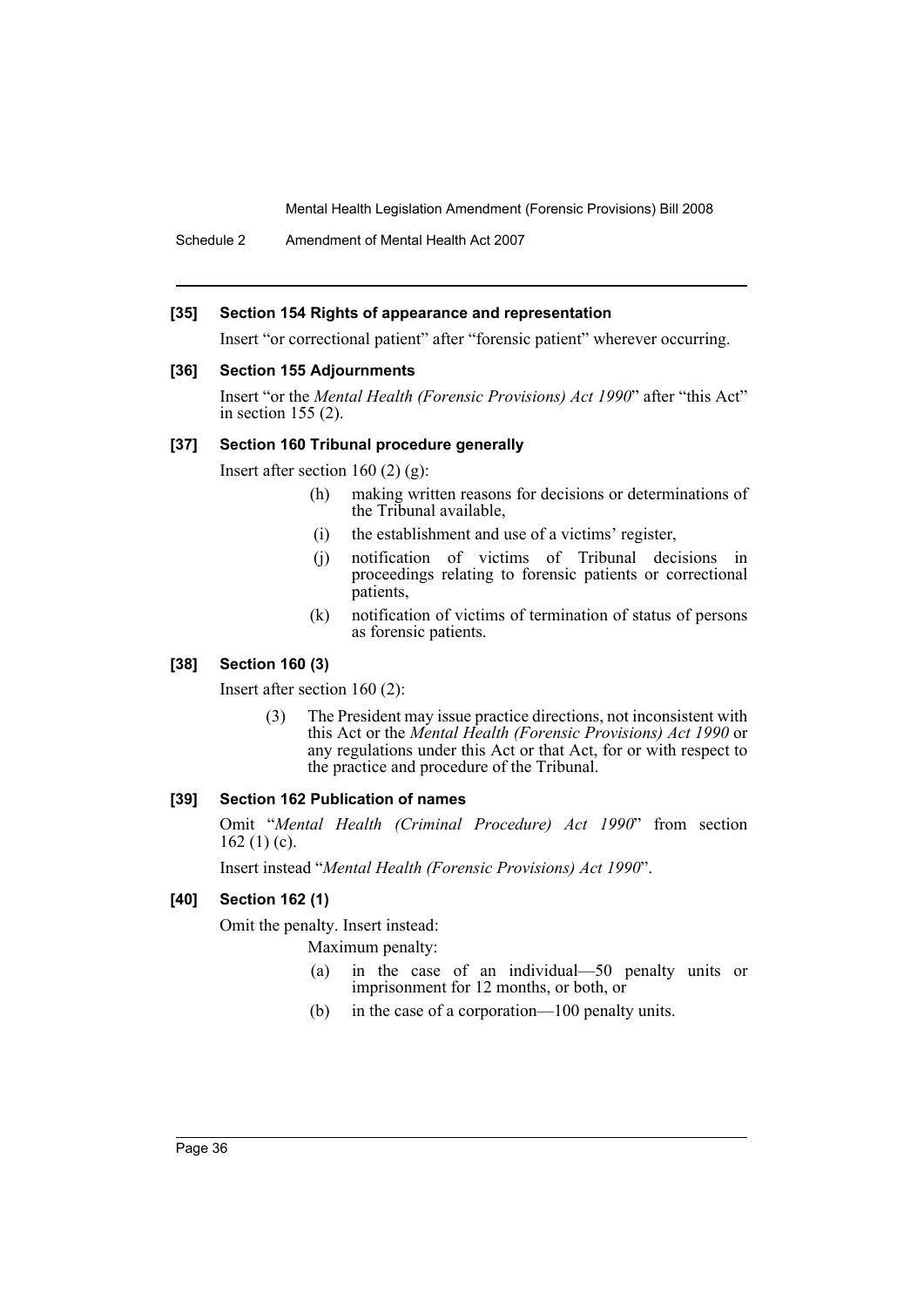#### [35] Section 154 Rights of appearance and representation

Insert "or correctional patient" after "forensic patient" wherever occurring.

#### [36] Section 155 Adjournments

Insert "or the *Mental Health (Forensic Provisions) Act 1990*" after "this Act" in section 155 (2).

#### [37] Section 160 Tribunal procedure generally

Insert after section 160 (2) (g):

- (h) making written reasons for decisions or determinations of the Tribunal available,
- (i) the establishment and use of a victims' register,
- (j) notification of victims of Tribunal decisions in proceedings relating to forensic patients or correctional patients,
- (k) notification of victims of termination of status of persons as forensic patients.

#### [38] Section 160 (3)

Insert after section 160 (2):

(3) The President may issue practice directions, not inconsistent with this Act or the *Mental Health (Forensic Provisions) Act 1990* or any regulations under this Act or that Act, for or with respect to the practice and procedure of the Tribunal.

#### [39] Section 162 Publication of names

Omit "*Mental Health (Criminal Procedure) Act 1990*" from section 162 (1) (c).

Insert instead "*Mental Health (Forensic Provisions) Act 1990*".

#### [40] Section 162 (1)

Omit the penalty. Insert instead:

Maximum penalty:

- (a) in the case of an individual—50 penalty units or imprisonment for 12 months, or both, or
- (b) in the case of a corporation—100 penalty units.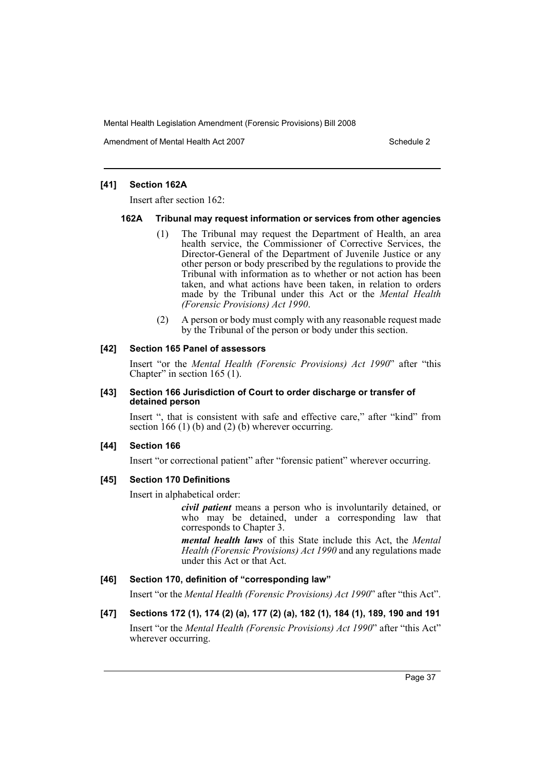#### [41] Section 162A

Insert after section 162:

##### 162A Tribunal may request information or services from other agencies

(1) The Tribunal may request the Department of Health, an area health service, the Commissioner of Corrective Services, the Director-General of the Department of Juvenile Justice or any other person or body prescribed by the regulations to provide the Tribunal with information as to whether or not action has been taken, and what actions have been taken, in relation to orders made by the Tribunal under this Act or the *Mental Health (Forensic Provisions) Act 1990*.

(2) A person or body must comply with any reasonable request made by the Tribunal of the person or body under this section.

#### [42] Section 165 Panel of assessors

Insert "or the *Mental Health (Forensic Provisions) Act 1990*" after "this Chapter" in section 165 (1).

#### [43] Section 166 Jurisdiction of Court to order discharge or transfer of detained person

Insert ", that is consistent with safe and effective care," after "kind" from section 166 (1) (b) and (2) (b) wherever occurring.

#### [44] Section 166

Insert "or correctional patient" after "forensic patient" wherever occurring.

#### [45] Section 170 Definitions

Insert in alphabetical order:

***civil patient*** means a person who is involuntarily detained, or who may be detained, under a corresponding law that corresponds to Chapter 3.

***mental health laws*** of this State include this Act, the *Mental Health (Forensic Provisions) Act 1990* and any regulations made under this Act or that Act.

#### [46] Section 170, definition of "corresponding law"

Insert "or the *Mental Health (Forensic Provisions) Act 1990*" after "this Act".

#### [47] Sections 172 (1), 174 (2) (a), 177 (2) (a), 182 (1), 184 (1), 189, 190 and 191

Insert "or the *Mental Health (Forensic Provisions) Act 1990*" after "this Act" wherever occurring.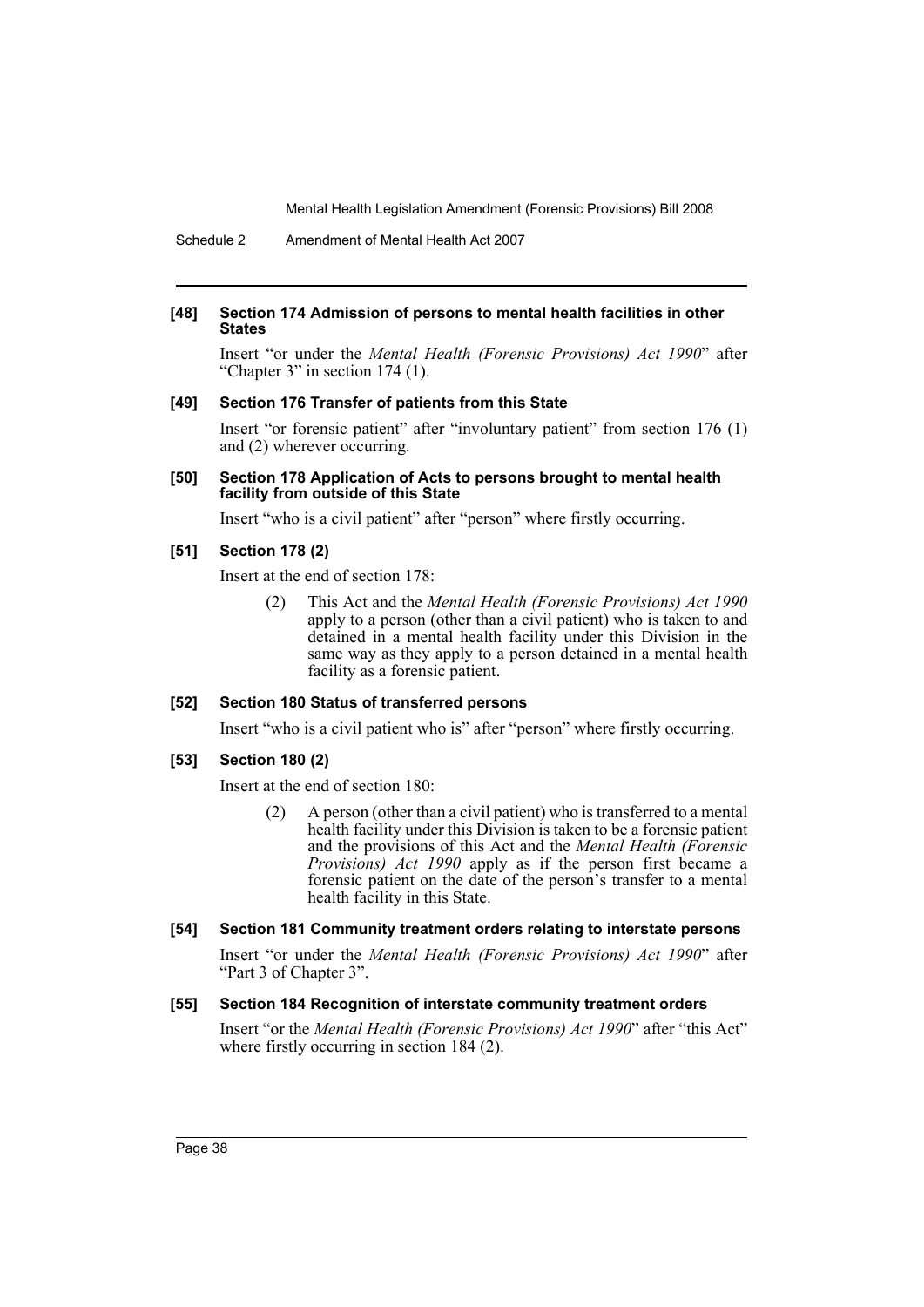### [48] Section 174 Admission of persons to mental health facilities in other States

Insert "or under the *Mental Health (Forensic Provisions) Act 1990*" after "Chapter 3" in section 174 (1).

### [49] Section 176 Transfer of patients from this State

Insert "or forensic patient" after "involuntary patient" from section 176 (1) and (2) wherever occurring.

### [50] Section 178 Application of Acts to persons brought to mental health facility from outside of this State

Insert "who is a civil patient" after "person" where firstly occurring.

### [51] Section 178 (2)

Insert at the end of section 178:

> (2) This Act and the *Mental Health (Forensic Provisions) Act 1990* apply to a person (other than a civil patient) who is taken to and detained in a mental health facility under this Division in the same way as they apply to a person detained in a mental health facility as a forensic patient.

### [52] Section 180 Status of transferred persons

Insert "who is a civil patient who is" after "person" where firstly occurring.

### [53] Section 180 (2)

Insert at the end of section 180:

> (2) A person (other than a civil patient) who is transferred to a mental health facility under this Division is taken to be a forensic patient and the provisions of this Act and the *Mental Health (Forensic Provisions) Act 1990* apply as if the person first became a forensic patient on the date of the person's transfer to a mental health facility in this State.

### [54] Section 181 Community treatment orders relating to interstate persons

Insert "or under the *Mental Health (Forensic Provisions) Act 1990*" after "Part 3 of Chapter 3".

### [55] Section 184 Recognition of interstate community treatment orders

Insert "or the *Mental Health (Forensic Provisions) Act 1990*" after "this Act" where firstly occurring in section 184 (2).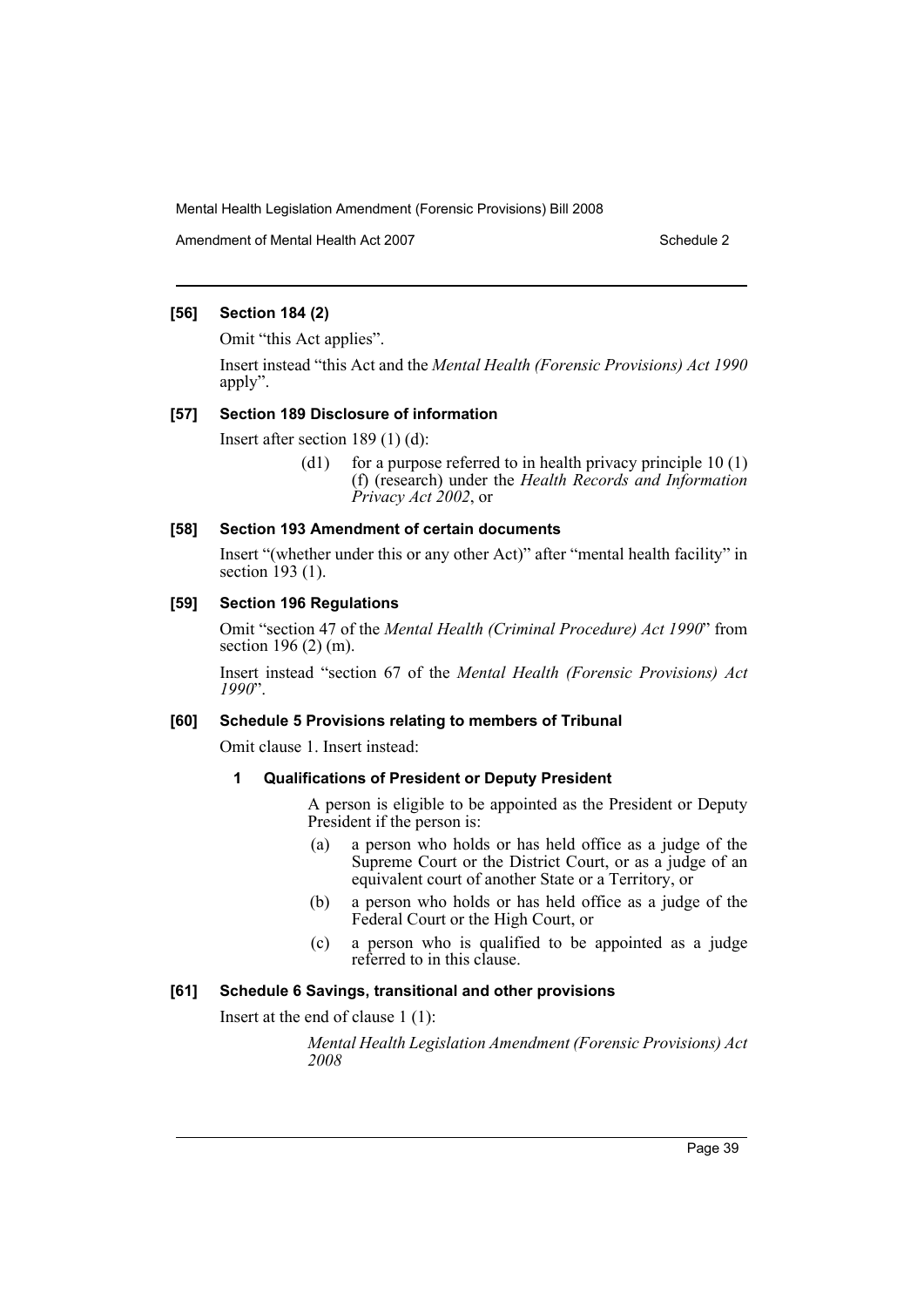### [56] Section 184 (2)

Omit "this Act applies".

Insert instead "this Act and the *Mental Health (Forensic Provisions) Act 1990* apply".

### [57] Section 189 Disclosure of information

Insert after section 189 (1) (d):

> (d1) for a purpose referred to in health privacy principle 10 (1) (f) (research) under the *Health Records and Information Privacy Act 2002*, or

### [58] Section 193 Amendment of certain documents

Insert "(whether under this or any other Act)" after "mental health facility" in section 193 (1).

### [59] Section 196 Regulations

Omit "section 47 of the *Mental Health (Criminal Procedure) Act 1990*" from section 196 (2) (m).

Insert instead "section 67 of the *Mental Health (Forensic Provisions) Act 1990*".

### [60] Schedule 5 Provisions relating to members of Tribunal

Omit clause 1. Insert instead:

> **1 Qualifications of President or Deputy President**
>
> A person is eligible to be appointed as the President or Deputy President if the person is:
>
> (a) a person who holds or has held office as a judge of the Supreme Court or the District Court, or as a judge of an equivalent court of another State or a Territory, or
>
> (b) a person who holds or has held office as a judge of the Federal Court or the High Court, or
>
> (c) a person who is qualified to be appointed as a judge referred to in this clause.

### [61] Schedule 6 Savings, transitional and other provisions

Insert at the end of clause 1 (1):

> *Mental Health Legislation Amendment (Forensic Provisions) Act 2008*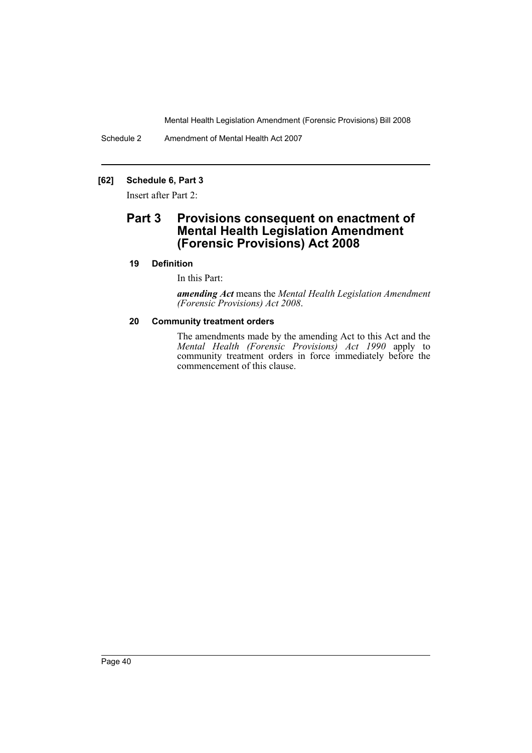**[62] Schedule 6, Part 3**

Insert after Part 2:

## Part 3 Provisions consequent on enactment of Mental Health Legislation Amendment (Forensic Provisions) Act 2008

**19 Definition**

In this Part:

***amending Act*** means the *Mental Health Legislation Amendment (Forensic Provisions) Act 2008*.

**20 Community treatment orders**

The amendments made by the amending Act to this Act and the *Mental Health (Forensic Provisions) Act 1990* apply to community treatment orders in force immediately before the commencement of this clause.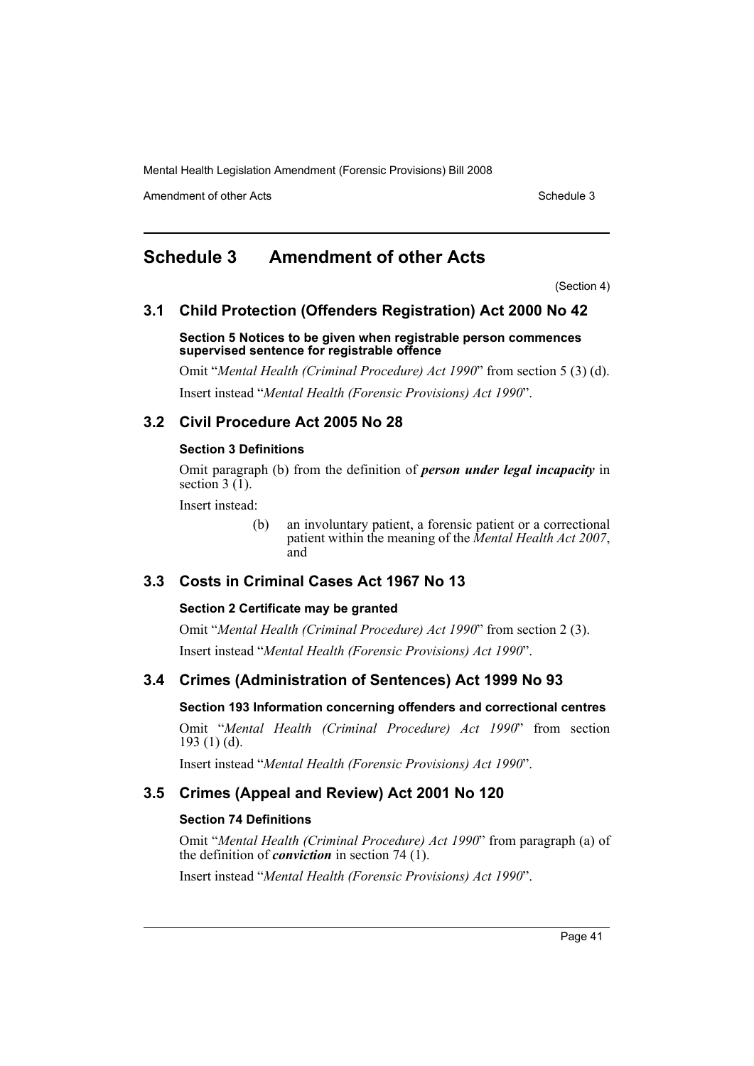# Schedule 3 Amendment of other Acts

(Section 4)

## 3.1 Child Protection (Offenders Registration) Act 2000 No 42

### Section 5 Notices to be given when registrable person commences supervised sentence for registrable offence

Omit "*Mental Health (Criminal Procedure) Act 1990*" from section 5 (3) (d).

Insert instead "*Mental Health (Forensic Provisions) Act 1990*".

## 3.2 Civil Procedure Act 2005 No 28

### Section 3 Definitions

Omit paragraph (b) from the definition of ***person under legal incapacity*** in section 3 (1).

Insert instead:

> (b) an involuntary patient, a forensic patient or a correctional patient within the meaning of the *Mental Health Act 2007*, and

## 3.3 Costs in Criminal Cases Act 1967 No 13

### Section 2 Certificate may be granted

Omit "*Mental Health (Criminal Procedure) Act 1990*" from section 2 (3).

Insert instead "*Mental Health (Forensic Provisions) Act 1990*".

## 3.4 Crimes (Administration of Sentences) Act 1999 No 93

### Section 193 Information concerning offenders and correctional centres

Omit "*Mental Health (Criminal Procedure) Act 1990*" from section 193 (1) (d).

Insert instead "*Mental Health (Forensic Provisions) Act 1990*".

## 3.5 Crimes (Appeal and Review) Act 2001 No 120

### Section 74 Definitions

Omit "*Mental Health (Criminal Procedure) Act 1990*" from paragraph (a) of the definition of ***conviction*** in section 74 (1).

Insert instead "*Mental Health (Forensic Provisions) Act 1990*".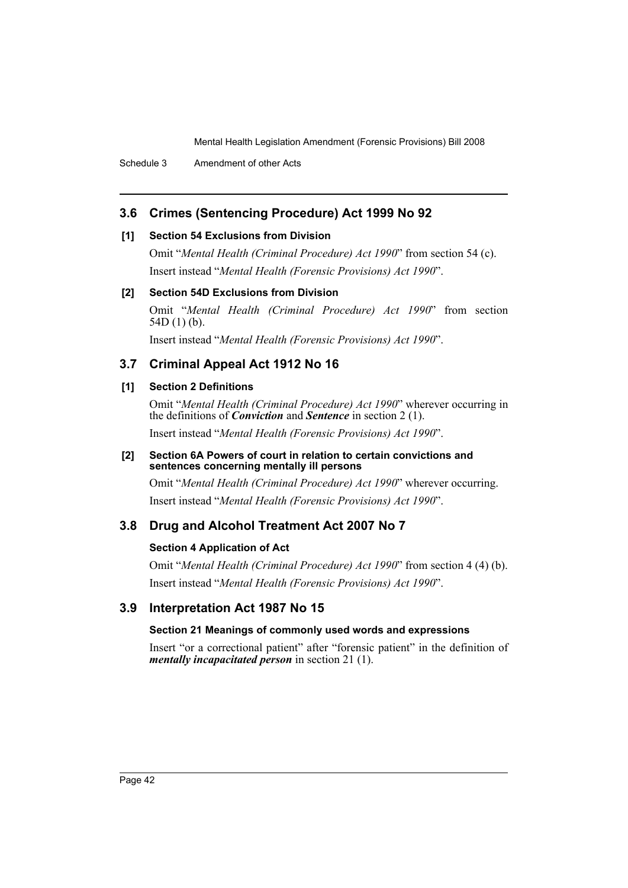## 3.6 Crimes (Sentencing Procedure) Act 1999 No 92

### [1] Section 54 Exclusions from Division

Omit "*Mental Health (Criminal Procedure) Act 1990*" from section 54 (c).

Insert instead "*Mental Health (Forensic Provisions) Act 1990*".

### [2] Section 54D Exclusions from Division

Omit "*Mental Health (Criminal Procedure) Act 1990*" from section 54D (1) (b).

Insert instead "*Mental Health (Forensic Provisions) Act 1990*".

## 3.7 Criminal Appeal Act 1912 No 16

### [1] Section 2 Definitions

Omit "*Mental Health (Criminal Procedure) Act 1990*" wherever occurring in the definitions of ***Conviction*** and ***Sentence*** in section 2 (1).

Insert instead "*Mental Health (Forensic Provisions) Act 1990*".

### [2] Section 6A Powers of court in relation to certain convictions and sentences concerning mentally ill persons

Omit "*Mental Health (Criminal Procedure) Act 1990*" wherever occurring.

Insert instead "*Mental Health (Forensic Provisions) Act 1990*".

## 3.8 Drug and Alcohol Treatment Act 2007 No 7

### Section 4 Application of Act

Omit "*Mental Health (Criminal Procedure) Act 1990*" from section 4 (4) (b).

Insert instead "*Mental Health (Forensic Provisions) Act 1990*".

## 3.9 Interpretation Act 1987 No 15

### Section 21 Meanings of commonly used words and expressions

Insert "or a correctional patient" after "forensic patient" in the definition of ***mentally incapacitated person*** in section 21 (1).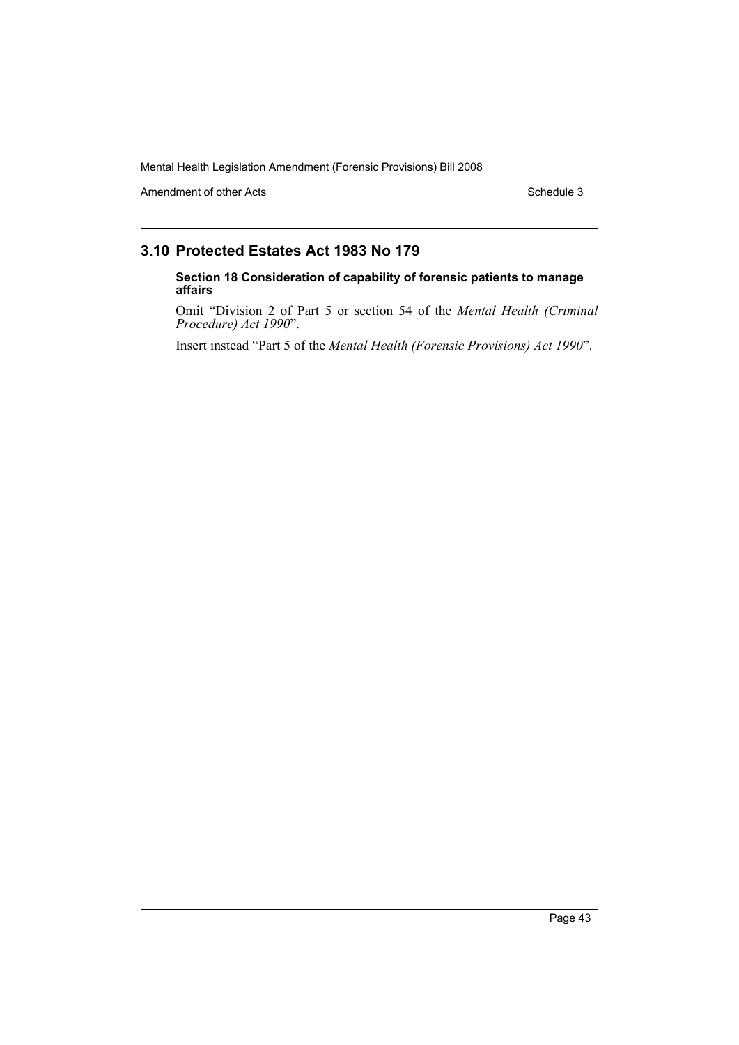## 3.10 Protected Estates Act 1983 No 179

### Section 18 Consideration of capability of forensic patients to manage affairs

Omit "Division 2 of Part 5 or section 54 of the *Mental Health (Criminal Procedure) Act 1990*".

Insert instead "Part 5 of the *Mental Health (Forensic Provisions) Act 1990*".